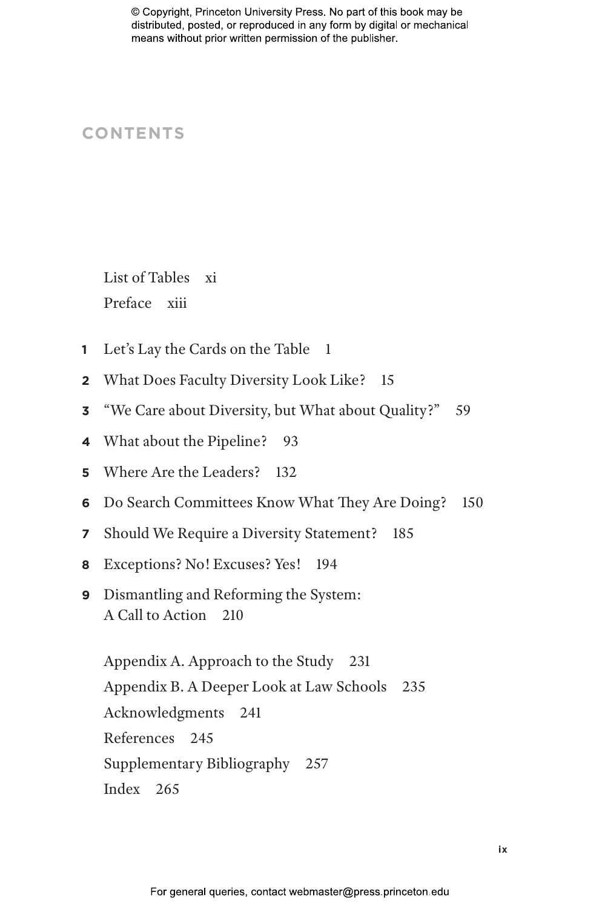# CONTENTS

List of Tables xi

Preface xiii

1 Let's Lay the Cards on the Table 1

2 What Does Faculty Diversity Look Like? 15

3 "We Care about Diversity, but What about Quality?" 59

4 What about the Pipeline? 93

5 Where Are the Leaders? 132

6 Do Search Committees Know What They Are Doing? 150

7 Should We Require a Diversity Statement? 185

8 Exceptions? No! Excuses? Yes! 194

9 Dismantling and Reforming the System: A Call to Action 210

Appendix A. Approach to the Study 231

Appendix B. A Deeper Look at Law Schools 235

Acknowledgments 241

References 245

Supplementary Bibliography 257

Index 265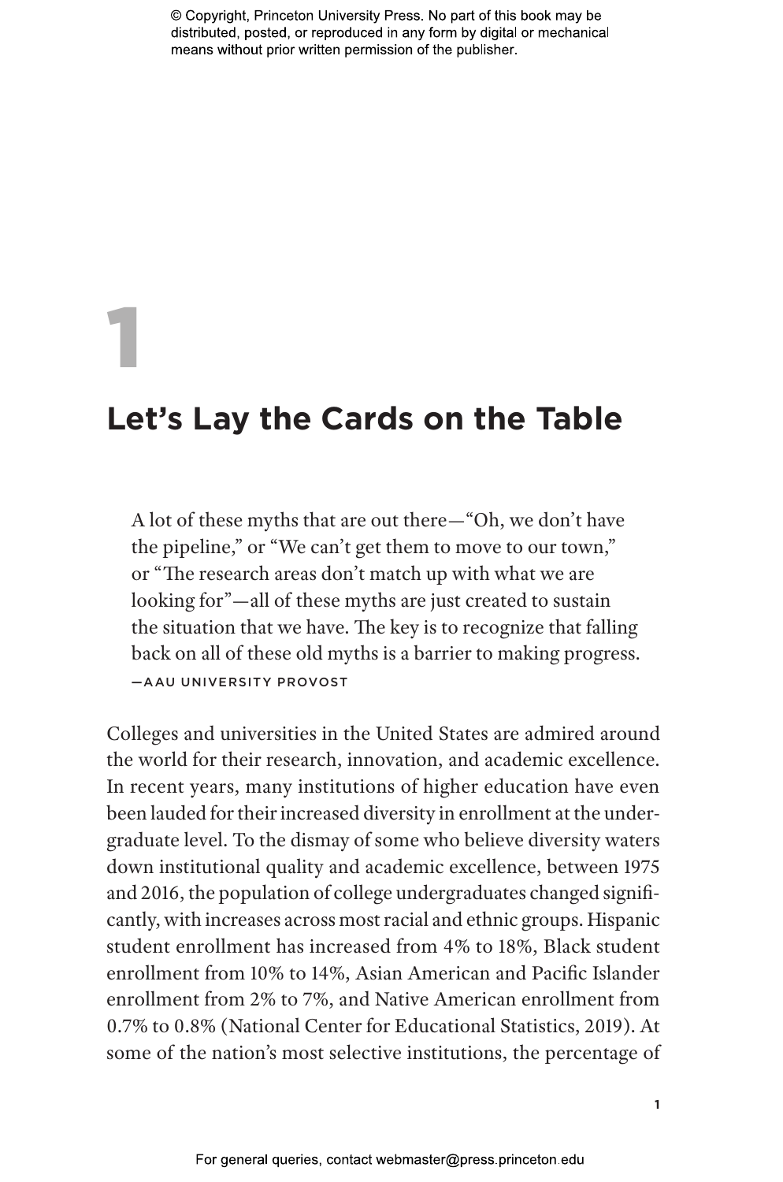# 1

# Let's Lay the Cards on the Table

> A lot of these myths that are out there—"Oh, we don't have the pipeline," or "We can't get them to move to our town," or "The research areas don't match up with what we are looking for"—all of these myths are just created to sustain the situation that we have. The key is to recognize that falling back on all of these old myths is a barrier to making progress.
>
> —AAU UNIVERSITY PROVOST

Colleges and universities in the United States are admired around the world for their research, innovation, and academic excellence. In recent years, many institutions of higher education have even been lauded for their increased diversity in enrollment at the undergraduate level. To the dismay of some who believe diversity waters down institutional quality and academic excellence, between 1975 and 2016, the population of college undergraduates changed significantly, with increases across most racial and ethnic groups. Hispanic student enrollment has increased from 4% to 18%, Black student enrollment from 10% to 14%, Asian American and Pacific Islander enrollment from 2% to 7%, and Native American enrollment from 0.7% to 0.8% (National Center for Educational Statistics, 2019). At some of the nation's most selective institutions, the percentage of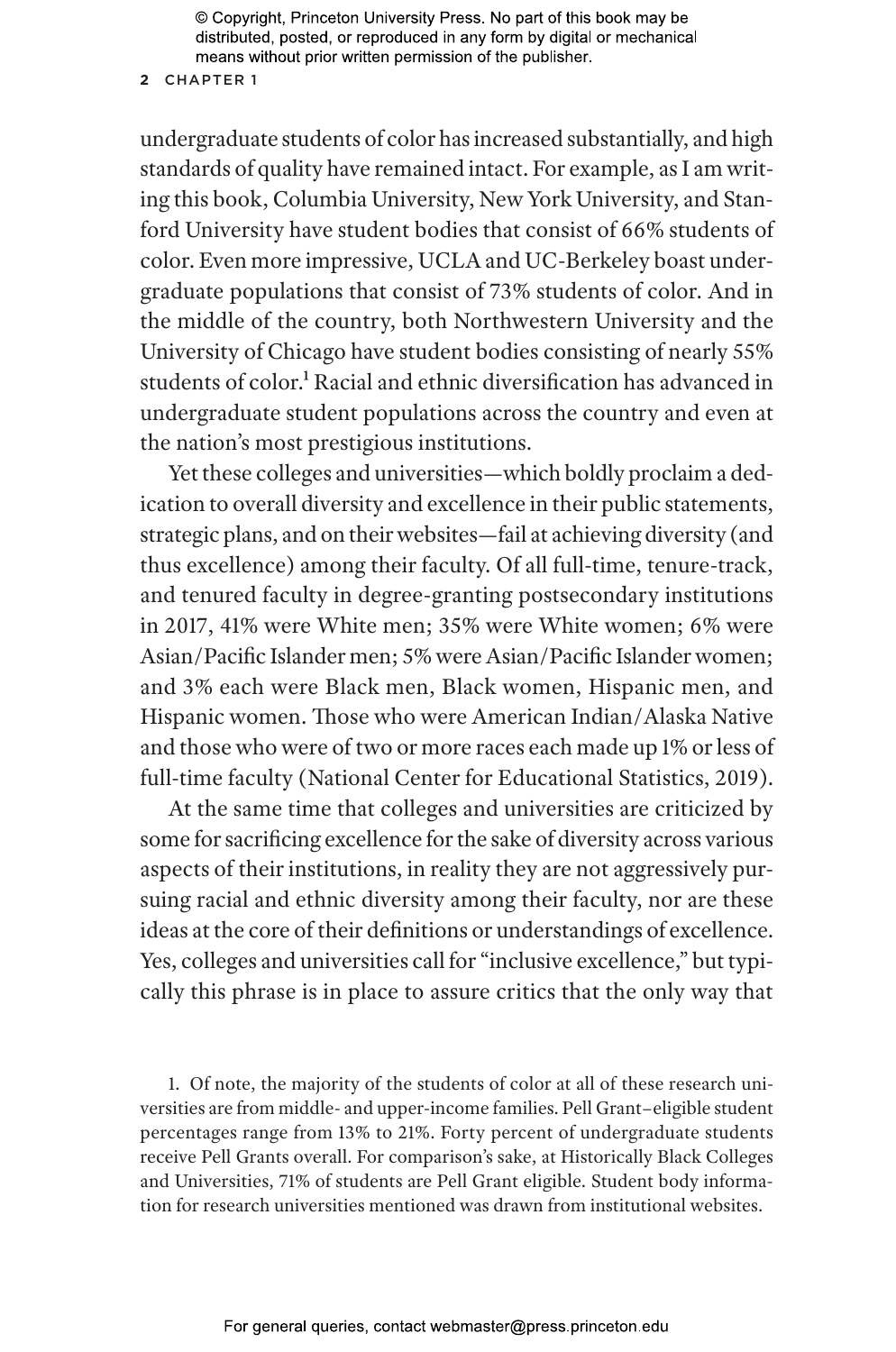undergraduate students of color has increased substantially, and high standards of quality have remained intact. For example, as I am writing this book, Columbia University, New York University, and Stanford University have student bodies that consist of 66% students of color. Even more impressive, UCLA and UC-Berkeley boast undergraduate populations that consist of 73% students of color. And in the middle of the country, both Northwestern University and the University of Chicago have student bodies consisting of nearly 55% students of color.[1] Racial and ethnic diversification has advanced in undergraduate student populations across the country and even at the nation's most prestigious institutions.

Yet these colleges and universities—which boldly proclaim a dedication to overall diversity and excellence in their public statements, strategic plans, and on their websites—fail at achieving diversity (and thus excellence) among their faculty. Of all full-time, tenure-track, and tenured faculty in degree-granting postsecondary institutions in 2017, 41% were White men; 35% were White women; 6% were Asian/Pacific Islander men; 5% were Asian/Pacific Islander women; and 3% each were Black men, Black women, Hispanic men, and Hispanic women. Those who were American Indian/Alaska Native and those who were of two or more races each made up 1% or less of full-time faculty (National Center for Educational Statistics, 2019).

At the same time that colleges and universities are criticized by some for sacrificing excellence for the sake of diversity across various aspects of their institutions, in reality they are not aggressively pursuing racial and ethnic diversity among their faculty, nor are these ideas at the core of their definitions or understandings of excellence. Yes, colleges and universities call for "inclusive excellence," but typically this phrase is in place to assure critics that the only way that

1. Of note, the majority of the students of color at all of these research universities are from middle- and upper-income families. Pell Grant–eligible student percentages range from 13% to 21%. Forty percent of undergraduate students receive Pell Grants overall. For comparison's sake, at Historically Black Colleges and Universities, 71% of students are Pell Grant eligible. Student body information for research universities mentioned was drawn from institutional websites.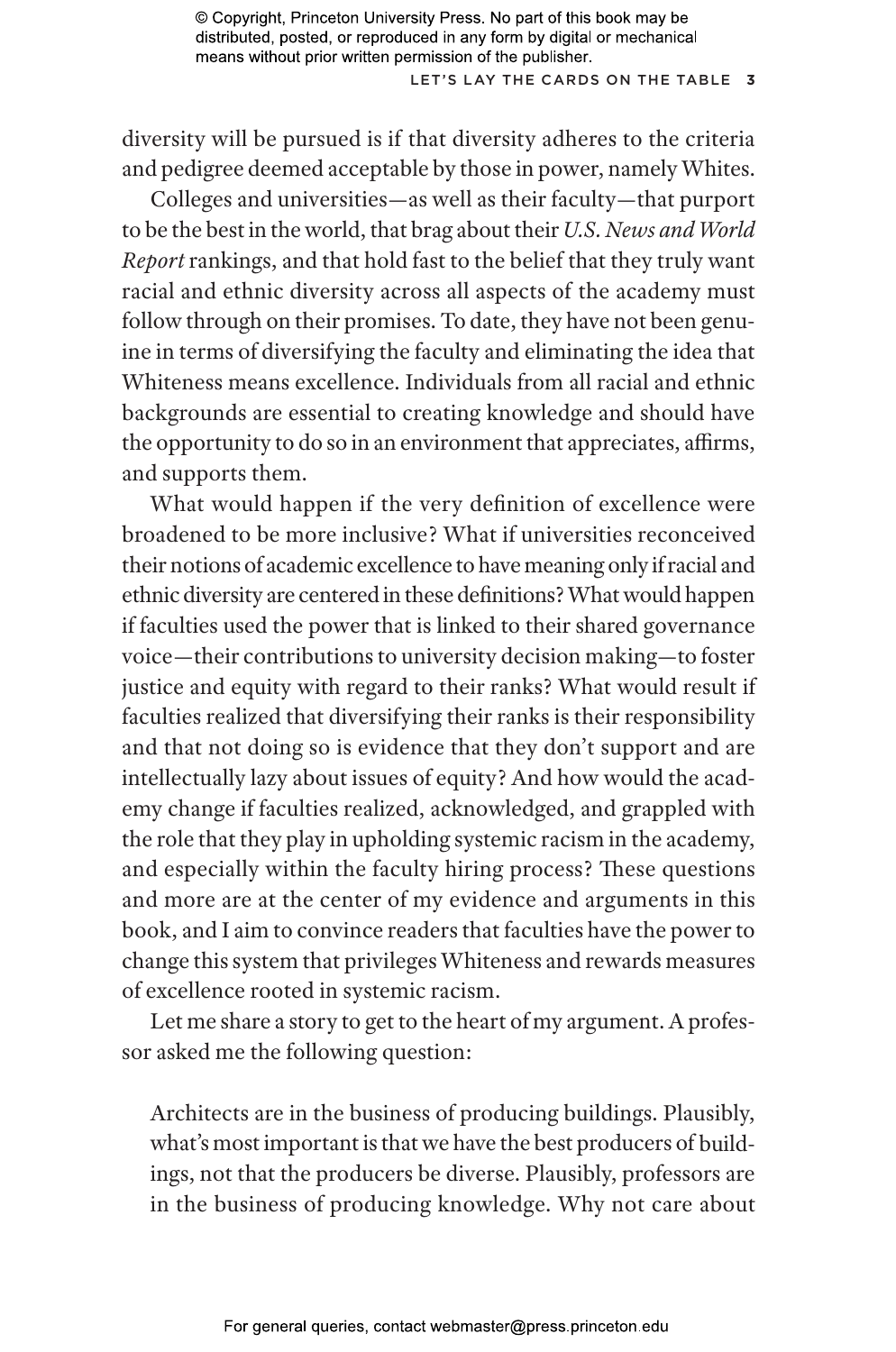diversity will be pursued is if that diversity adheres to the criteria and pedigree deemed acceptable by those in power, namely Whites.

Colleges and universities—as well as their faculty—that purport to be the best in the world, that brag about their *U.S. News and World Report* rankings, and that hold fast to the belief that they truly want racial and ethnic diversity across all aspects of the academy must follow through on their promises. To date, they have not been genuine in terms of diversifying the faculty and eliminating the idea that Whiteness means excellence. Individuals from all racial and ethnic backgrounds are essential to creating knowledge and should have the opportunity to do so in an environment that appreciates, affirms, and supports them.

What would happen if the very definition of excellence were broadened to be more inclusive? What if universities reconceived their notions of academic excellence to have meaning only if racial and ethnic diversity are centered in these definitions? What would happen if faculties used the power that is linked to their shared governance voice—their contributions to university decision making—to foster justice and equity with regard to their ranks? What would result if faculties realized that diversifying their ranks is their responsibility and that not doing so is evidence that they don't support and are intellectually lazy about issues of equity? And how would the academy change if faculties realized, acknowledged, and grappled with the role that they play in upholding systemic racism in the academy, and especially within the faculty hiring process? These questions and more are at the center of my evidence and arguments in this book, and I aim to convince readers that faculties have the power to change this system that privileges Whiteness and rewards measures of excellence rooted in systemic racism.

Let me share a story to get to the heart of my argument. A professor asked me the following question:

> Architects are in the business of producing buildings. Plausibly, what's most important is that we have the best producers of buildings, not that the producers be diverse. Plausibly, professors are in the business of producing knowledge. Why not care about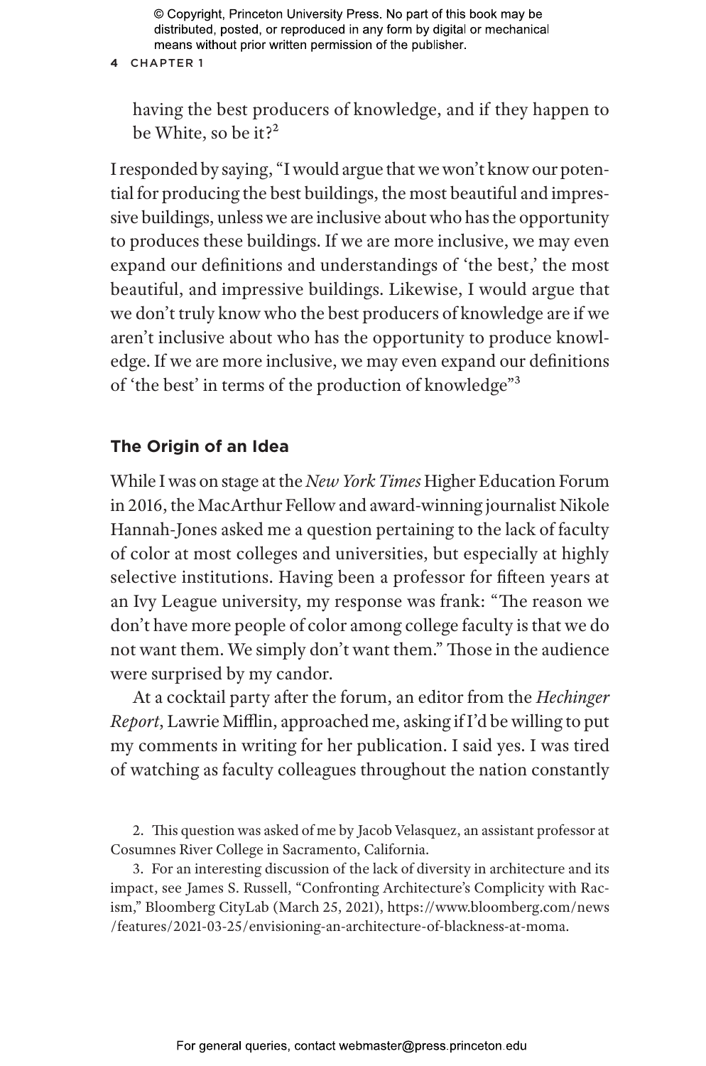having the best producers of knowledge, and if they happen to be White, so be it?[2]

I responded by saying, "I would argue that we won't know our potential for producing the best buildings, the most beautiful and impressive buildings, unless we are inclusive about who has the opportunity to produces these buildings. If we are more inclusive, we may even expand our definitions and understandings of 'the best,' the most beautiful, and impressive buildings. Likewise, I would argue that we don't truly know who the best producers of knowledge are if we aren't inclusive about who has the opportunity to produce knowledge. If we are more inclusive, we may even expand our definitions of 'the best' in terms of the production of knowledge"[3]

## The Origin of an Idea

While I was on stage at the *New York Times* Higher Education Forum in 2016, the MacArthur Fellow and award-winning journalist Nikole Hannah-Jones asked me a question pertaining to the lack of faculty of color at most colleges and universities, but especially at highly selective institutions. Having been a professor for fifteen years at an Ivy League university, my response was frank: "The reason we don't have more people of color among college faculty is that we do not want them. We simply don't want them." Those in the audience were surprised by my candor.

At a cocktail party after the forum, an editor from the *Hechinger Report*, Lawrie Mifflin, approached me, asking if I'd be willing to put my comments in writing for her publication. I said yes. I was tired of watching as faculty colleagues throughout the nation constantly

2. This question was asked of me by Jacob Velasquez, an assistant professor at Cosumnes River College in Sacramento, California.

3. For an interesting discussion of the lack of diversity in architecture and its impact, see James S. Russell, "Confronting Architecture's Complicity with Racism," Bloomberg CityLab (March 25, 2021), https://www.bloomberg.com/news/features/2021-03-25/envisioning-an-architecture-of-blackness-at-moma.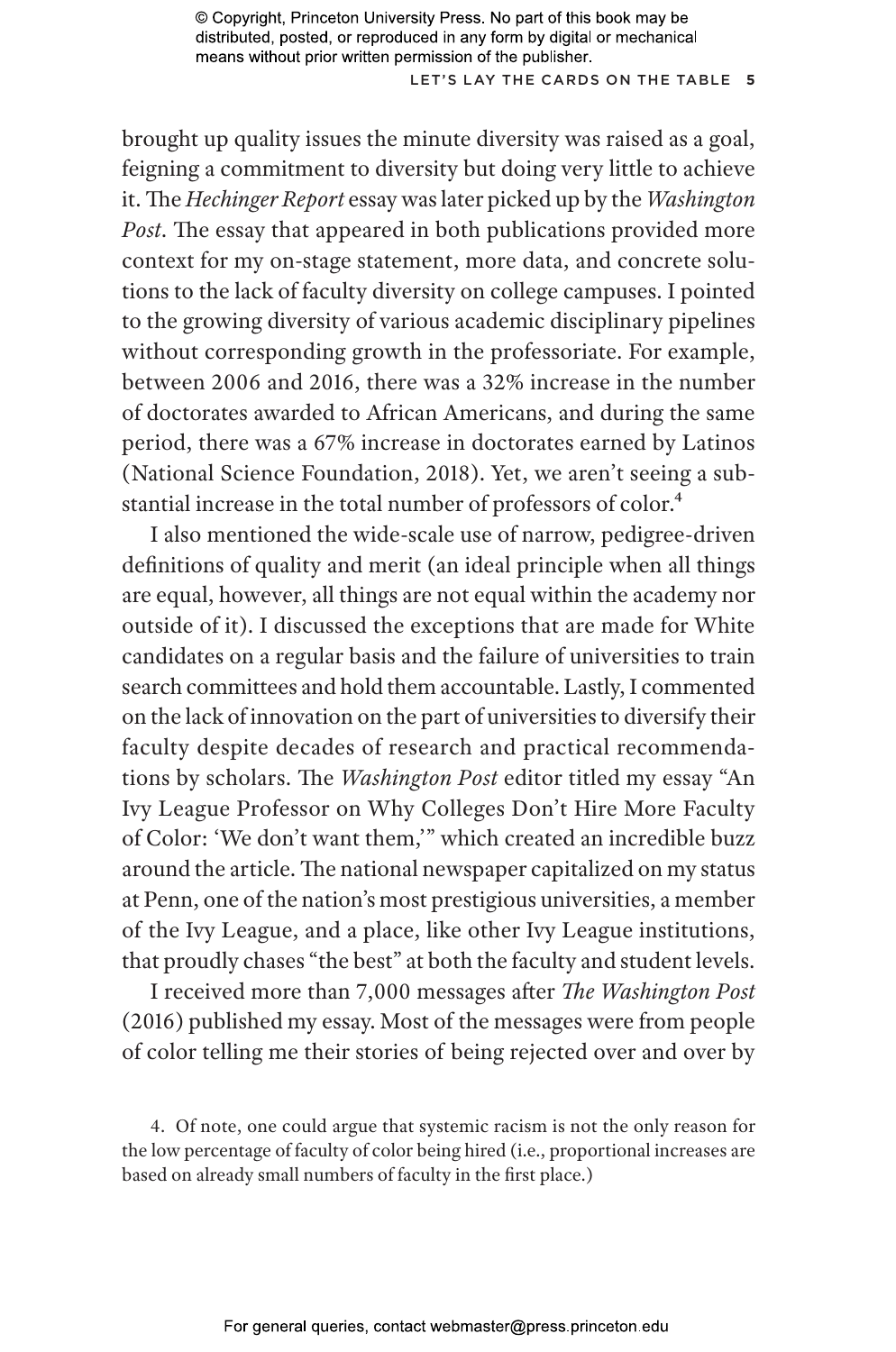brought up quality issues the minute diversity was raised as a goal, feigning a commitment to diversity but doing very little to achieve it. The *Hechinger Report* essay was later picked up by the *Washington Post*. The essay that appeared in both publications provided more context for my on-stage statement, more data, and concrete solutions to the lack of faculty diversity on college campuses. I pointed to the growing diversity of various academic disciplinary pipelines without corresponding growth in the professoriate. For example, between 2006 and 2016, there was a 32% increase in the number of doctorates awarded to African Americans, and during the same period, there was a 67% increase in doctorates earned by Latinos (National Science Foundation, 2018). Yet, we aren't seeing a substantial increase in the total number of professors of color.[4]

I also mentioned the wide-scale use of narrow, pedigree-driven definitions of quality and merit (an ideal principle when all things are equal, however, all things are not equal within the academy nor outside of it). I discussed the exceptions that are made for White candidates on a regular basis and the failure of universities to train search committees and hold them accountable. Lastly, I commented on the lack of innovation on the part of universities to diversify their faculty despite decades of research and practical recommendations by scholars. The *Washington Post* editor titled my essay "An Ivy League Professor on Why Colleges Don't Hire More Faculty of Color: 'We don't want them,'" which created an incredible buzz around the article. The national newspaper capitalized on my status at Penn, one of the nation's most prestigious universities, a member of the Ivy League, and a place, like other Ivy League institutions, that proudly chases "the best" at both the faculty and student levels.

I received more than 7,000 messages after *The Washington Post* (2016) published my essay. Most of the messages were from people of color telling me their stories of being rejected over and over by

4. Of note, one could argue that systemic racism is not the only reason for the low percentage of faculty of color being hired (i.e., proportional increases are based on already small numbers of faculty in the first place.)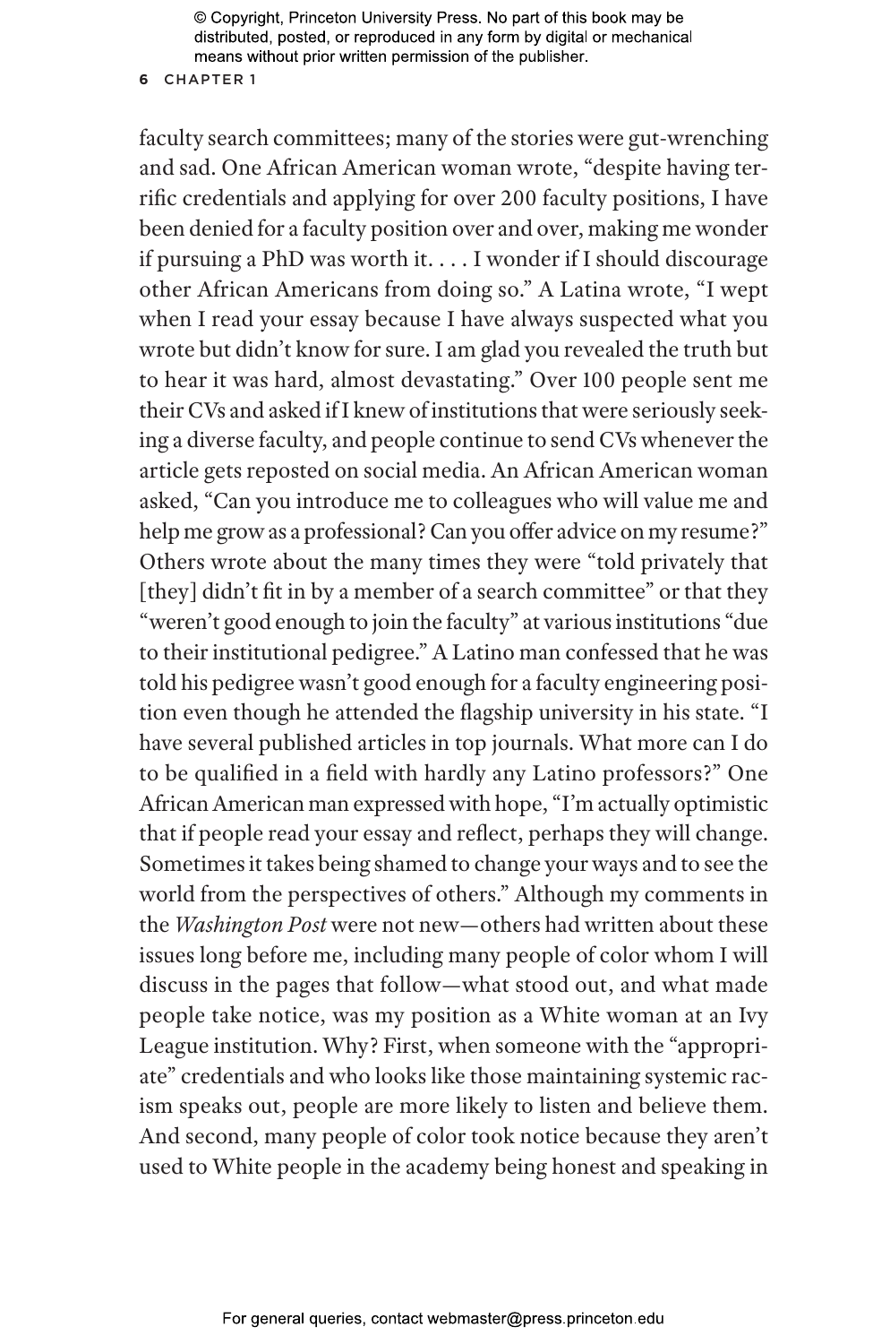faculty search committees; many of the stories were gut-wrenching and sad. One African American woman wrote, "despite having terrific credentials and applying for over 200 faculty positions, I have been denied for a faculty position over and over, making me wonder if pursuing a PhD was worth it. . . . I wonder if I should discourage other African Americans from doing so." A Latina wrote, "I wept when I read your essay because I have always suspected what you wrote but didn't know for sure. I am glad you revealed the truth but to hear it was hard, almost devastating." Over 100 people sent me their CVs and asked if I knew of institutions that were seriously seeking a diverse faculty, and people continue to send CVs whenever the article gets reposted on social media. An African American woman asked, "Can you introduce me to colleagues who will value me and help me grow as a professional? Can you offer advice on my resume?" Others wrote about the many times they were "told privately that [they] didn't fit in by a member of a search committee" or that they "weren't good enough to join the faculty" at various institutions "due to their institutional pedigree." A Latino man confessed that he was told his pedigree wasn't good enough for a faculty engineering position even though he attended the flagship university in his state. "I have several published articles in top journals. What more can I do to be qualified in a field with hardly any Latino professors?" One African American man expressed with hope, "I'm actually optimistic that if people read your essay and reflect, perhaps they will change. Sometimes it takes being shamed to change your ways and to see the world from the perspectives of others." Although my comments in the *Washington Post* were not new—others had written about these issues long before me, including many people of color whom I will discuss in the pages that follow—what stood out, and what made people take notice, was my position as a White woman at an Ivy League institution. Why? First, when someone with the "appropriate" credentials and who looks like those maintaining systemic racism speaks out, people are more likely to listen and believe them. And second, many people of color took notice because they aren't used to White people in the academy being honest and speaking in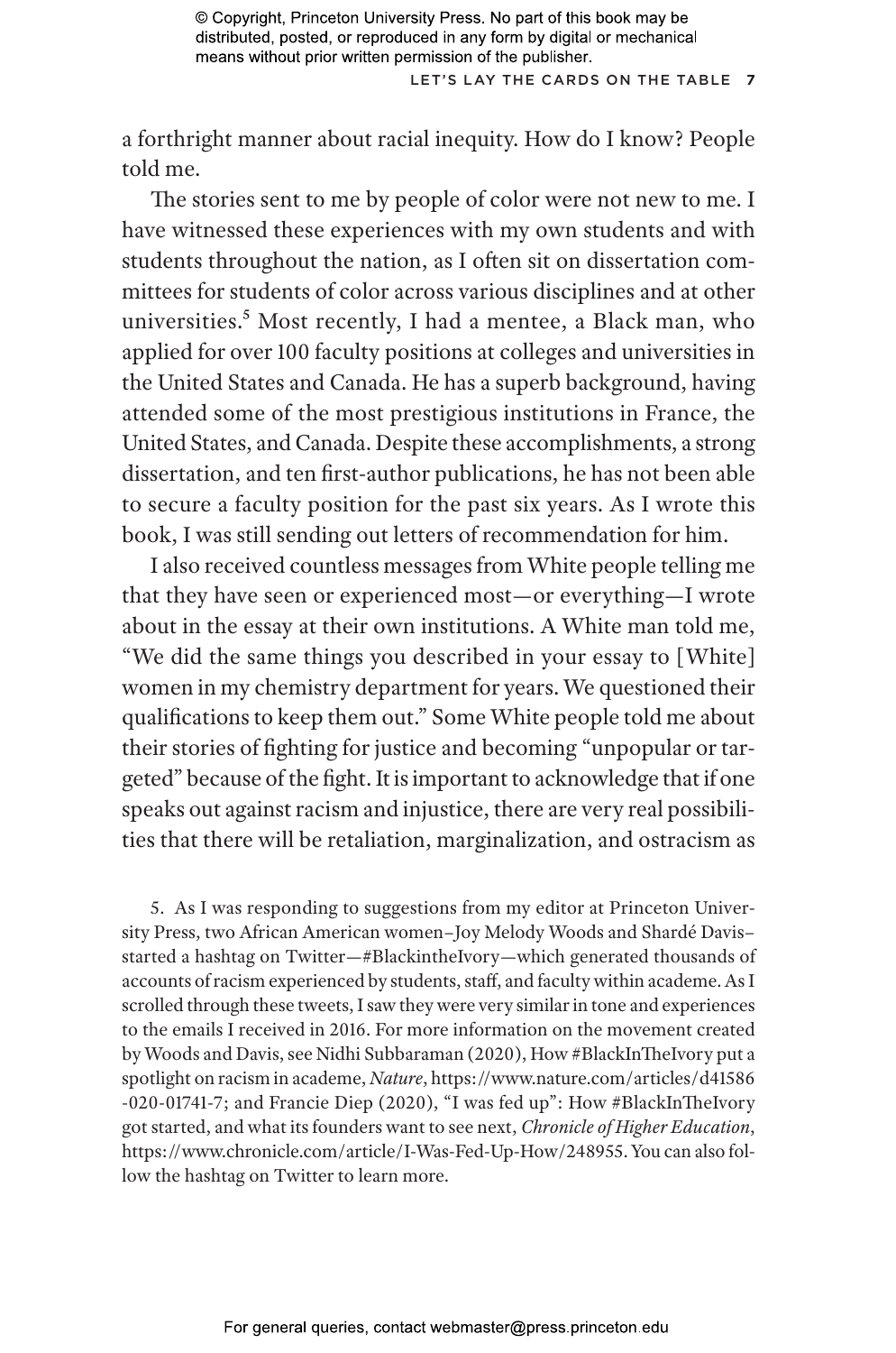a forthright manner about racial inequity. How do I know? People told me.

The stories sent to me by people of color were not new to me. I have witnessed these experiences with my own students and with students throughout the nation, as I often sit on dissertation committees for students of color across various disciplines and at other universities.[5] Most recently, I had a mentee, a Black man, who applied for over 100 faculty positions at colleges and universities in the United States and Canada. He has a superb background, having attended some of the most prestigious institutions in France, the United States, and Canada. Despite these accomplishments, a strong dissertation, and ten first-author publications, he has not been able to secure a faculty position for the past six years. As I wrote this book, I was still sending out letters of recommendation for him.

I also received countless messages from White people telling me that they have seen or experienced most—or everything—I wrote about in the essay at their own institutions. A White man told me, "We did the same things you described in your essay to [White] women in my chemistry department for years. We questioned their qualifications to keep them out." Some White people told me about their stories of fighting for justice and becoming "unpopular or targeted" because of the fight. It is important to acknowledge that if one speaks out against racism and injustice, there are very real possibilities that there will be retaliation, marginalization, and ostracism as

5. As I was responding to suggestions from my editor at Princeton University Press, two African American women–Joy Melody Woods and Shardé Davis–started a hashtag on Twitter—#BlackintheIvory—which generated thousands of accounts of racism experienced by students, staff, and faculty within academe. As I scrolled through these tweets, I saw they were very similar in tone and experiences to the emails I received in 2016. For more information on the movement created by Woods and Davis, see Nidhi Subbaraman (2020), How #BlackInTheIvory put a spotlight on racism in academe, *Nature*, https://www.nature.com/articles/d41586-020-01741-7; and Francie Diep (2020), "I was fed up": How #BlackInTheIvory got started, and what its founders want to see next, *Chronicle of Higher Education*, https://www.chronicle.com/article/I-Was-Fed-Up-How/248955. You can also follow the hashtag on Twitter to learn more.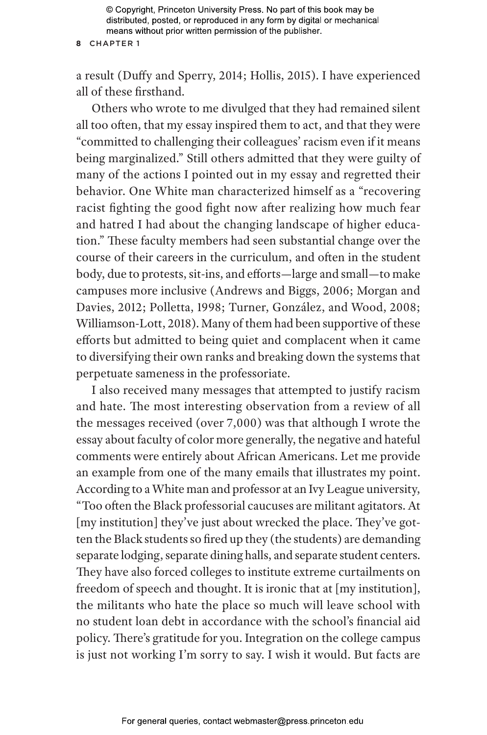a result (Duffy and Sperry, 2014; Hollis, 2015). I have experienced all of these firsthand.

Others who wrote to me divulged that they had remained silent all too often, that my essay inspired them to act, and that they were "committed to challenging their colleagues' racism even if it means being marginalized." Still others admitted that they were guilty of many of the actions I pointed out in my essay and regretted their behavior. One White man characterized himself as a "recovering racist fighting the good fight now after realizing how much fear and hatred I had about the changing landscape of higher education." These faculty members had seen substantial change over the course of their careers in the curriculum, and often in the student body, due to protests, sit-ins, and efforts—large and small—to make campuses more inclusive (Andrews and Biggs, 2006; Morgan and Davies, 2012; Polletta, 1998; Turner, González, and Wood, 2008; Williamson-Lott, 2018). Many of them had been supportive of these efforts but admitted to being quiet and complacent when it came to diversifying their own ranks and breaking down the systems that perpetuate sameness in the professoriate.

I also received many messages that attempted to justify racism and hate. The most interesting observation from a review of all the messages received (over 7,000) was that although I wrote the essay about faculty of color more generally, the negative and hateful comments were entirely about African Americans. Let me provide an example from one of the many emails that illustrates my point. According to a White man and professor at an Ivy League university, "Too often the Black professorial caucuses are militant agitators. At [my institution] they've just about wrecked the place. They've gotten the Black students so fired up they (the students) are demanding separate lodging, separate dining halls, and separate student centers. They have also forced colleges to institute extreme curtailments on freedom of speech and thought. It is ironic that at [my institution], the militants who hate the place so much will leave school with no student loan debt in accordance with the school's financial aid policy. There's gratitude for you. Integration on the college campus is just not working I'm sorry to say. I wish it would. But facts are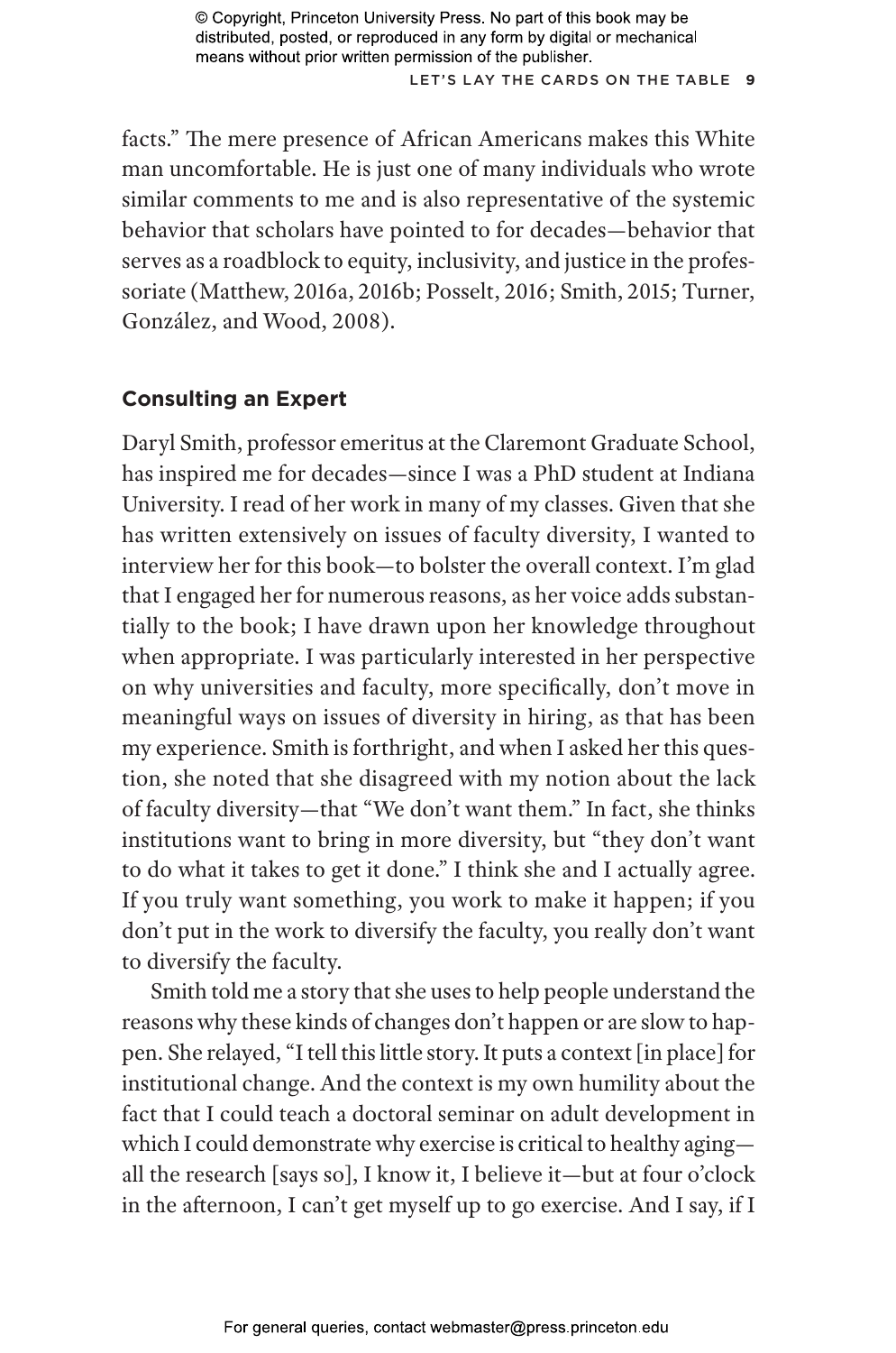facts." The mere presence of African Americans makes this White man uncomfortable. He is just one of many individuals who wrote similar comments to me and is also representative of the systemic behavior that scholars have pointed to for decades—behavior that serves as a roadblock to equity, inclusivity, and justice in the professoriate (Matthew, 2016a, 2016b; Posselt, 2016; Smith, 2015; Turner, González, and Wood, 2008).

## Consulting an Expert

Daryl Smith, professor emeritus at the Claremont Graduate School, has inspired me for decades—since I was a PhD student at Indiana University. I read of her work in many of my classes. Given that she has written extensively on issues of faculty diversity, I wanted to interview her for this book—to bolster the overall context. I'm glad that I engaged her for numerous reasons, as her voice adds substantially to the book; I have drawn upon her knowledge throughout when appropriate. I was particularly interested in her perspective on why universities and faculty, more specifically, don't move in meaningful ways on issues of diversity in hiring, as that has been my experience. Smith is forthright, and when I asked her this question, she noted that she disagreed with my notion about the lack of faculty diversity—that "We don't want them." In fact, she thinks institutions want to bring in more diversity, but "they don't want to do what it takes to get it done." I think she and I actually agree. If you truly want something, you work to make it happen; if you don't put in the work to diversify the faculty, you really don't want to diversify the faculty.

Smith told me a story that she uses to help people understand the reasons why these kinds of changes don't happen or are slow to happen. She relayed, "I tell this little story. It puts a context [in place] for institutional change. And the context is my own humility about the fact that I could teach a doctoral seminar on adult development in which I could demonstrate why exercise is critical to healthy aging—all the research [says so], I know it, I believe it—but at four o'clock in the afternoon, I can't get myself up to go exercise. And I say, if I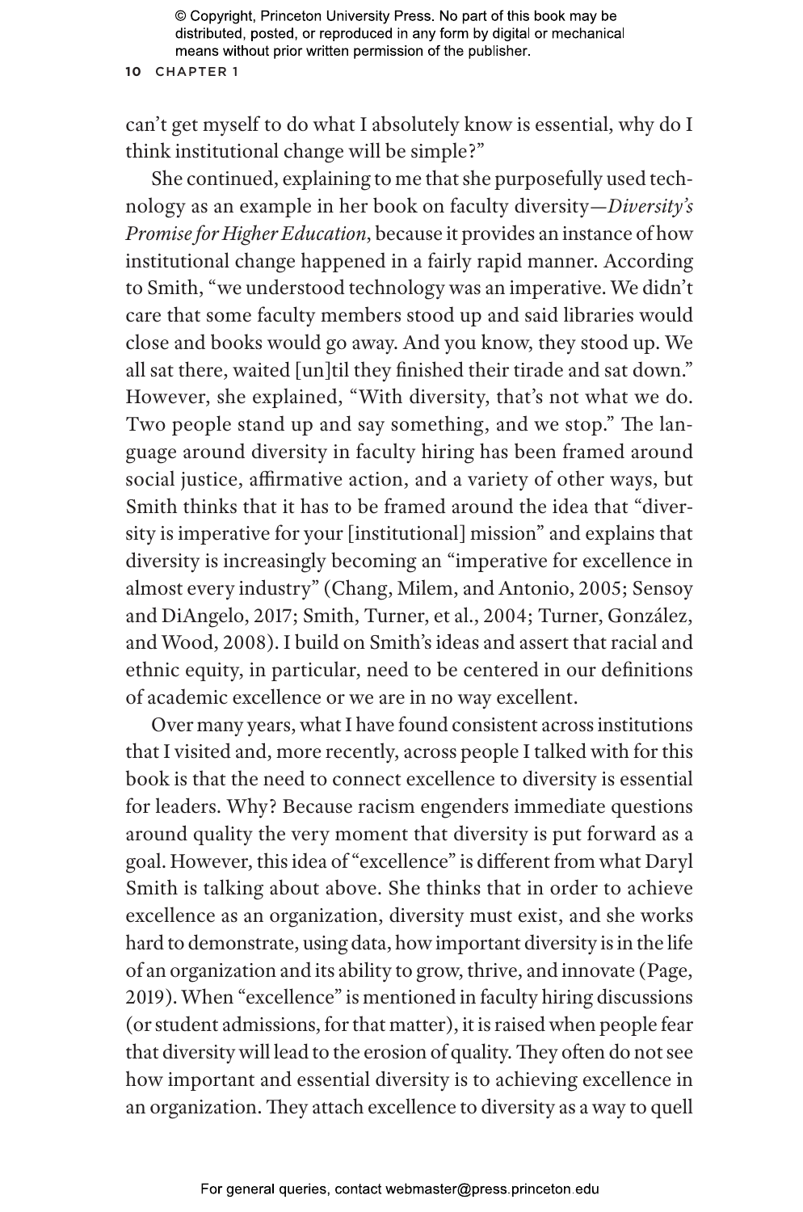can't get myself to do what I absolutely know is essential, why do I think institutional change will be simple?"

She continued, explaining to me that she purposefully used technology as an example in her book on faculty diversity—*Diversity's Promise for Higher Education*, because it provides an instance of how institutional change happened in a fairly rapid manner. According to Smith, "we understood technology was an imperative. We didn't care that some faculty members stood up and said libraries would close and books would go away. And you know, they stood up. We all sat there, waited [un]til they finished their tirade and sat down." However, she explained, "With diversity, that's not what we do. Two people stand up and say something, and we stop." The language around diversity in faculty hiring has been framed around social justice, affirmative action, and a variety of other ways, but Smith thinks that it has to be framed around the idea that "diversity is imperative for your [institutional] mission" and explains that diversity is increasingly becoming an "imperative for excellence in almost every industry" (Chang, Milem, and Antonio, 2005; Sensoy and DiAngelo, 2017; Smith, Turner, et al., 2004; Turner, González, and Wood, 2008). I build on Smith's ideas and assert that racial and ethnic equity, in particular, need to be centered in our definitions of academic excellence or we are in no way excellent.

Over many years, what I have found consistent across institutions that I visited and, more recently, across people I talked with for this book is that the need to connect excellence to diversity is essential for leaders. Why? Because racism engenders immediate questions around quality the very moment that diversity is put forward as a goal. However, this idea of "excellence" is different from what Daryl Smith is talking about above. She thinks that in order to achieve excellence as an organization, diversity must exist, and she works hard to demonstrate, using data, how important diversity is in the life of an organization and its ability to grow, thrive, and innovate (Page, 2019). When "excellence" is mentioned in faculty hiring discussions (or student admissions, for that matter), it is raised when people fear that diversity will lead to the erosion of quality. They often do not see how important and essential diversity is to achieving excellence in an organization. They attach excellence to diversity as a way to quell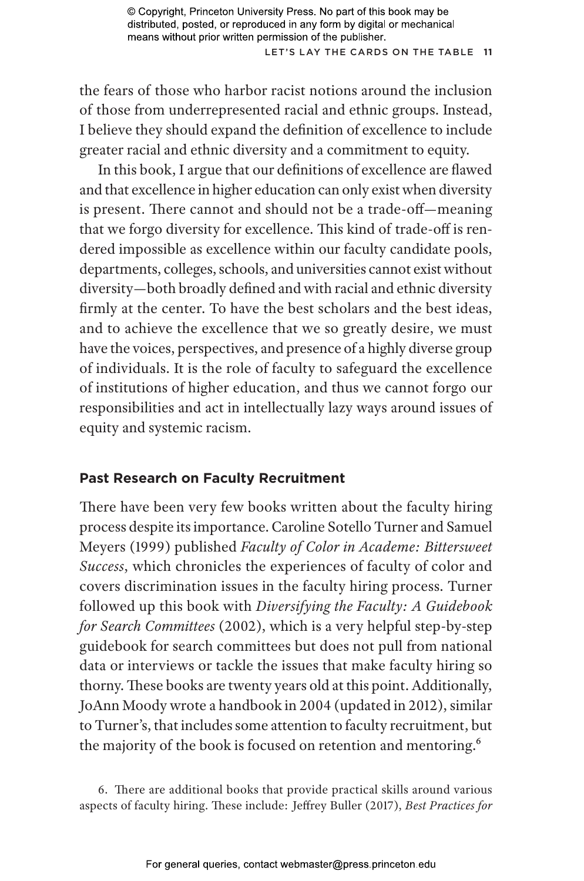the fears of those who harbor racist notions around the inclusion of those from underrepresented racial and ethnic groups. Instead, I believe they should expand the definition of excellence to include greater racial and ethnic diversity and a commitment to equity.

In this book, I argue that our definitions of excellence are flawed and that excellence in higher education can only exist when diversity is present. There cannot and should not be a trade-off—meaning that we forgo diversity for excellence. This kind of trade-off is rendered impossible as excellence within our faculty candidate pools, departments, colleges, schools, and universities cannot exist without diversity—both broadly defined and with racial and ethnic diversity firmly at the center. To have the best scholars and the best ideas, and to achieve the excellence that we so greatly desire, we must have the voices, perspectives, and presence of a highly diverse group of individuals. It is the role of faculty to safeguard the excellence of institutions of higher education, and thus we cannot forgo our responsibilities and act in intellectually lazy ways around issues of equity and systemic racism.

## Past Research on Faculty Recruitment

There have been very few books written about the faculty hiring process despite its importance. Caroline Sotello Turner and Samuel Meyers (1999) published *Faculty of Color in Academe: Bittersweet Success*, which chronicles the experiences of faculty of color and covers discrimination issues in the faculty hiring process. Turner followed up this book with *Diversifying the Faculty: A Guidebook for Search Committees* (2002), which is a very helpful step-by-step guidebook for search committees but does not pull from national data or interviews or tackle the issues that make faculty hiring so thorny. These books are twenty years old at this point. Additionally, JoAnn Moody wrote a handbook in 2004 (updated in 2012), similar to Turner's, that includes some attention to faculty recruitment, but the majority of the book is focused on retention and mentoring.[6]

6. There are additional books that provide practical skills around various aspects of faculty hiring. These include: Jeffrey Buller (2017), *Best Practices for*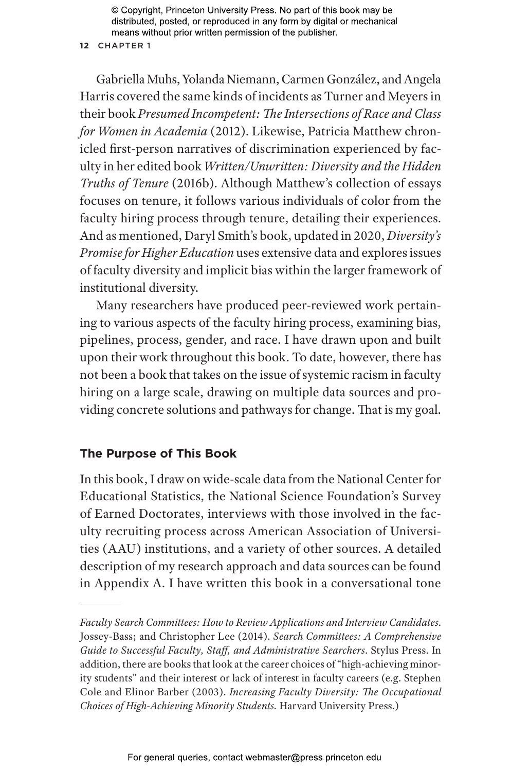Gabriella Muhs, Yolanda Niemann, Carmen González, and Angela Harris covered the same kinds of incidents as Turner and Meyers in their book *Presumed Incompetent: The Intersections of Race and Class for Women in Academia* (2012). Likewise, Patricia Matthew chronicled first-person narratives of discrimination experienced by faculty in her edited book *Written/Unwritten: Diversity and the Hidden Truths of Tenure* (2016b). Although Matthew's collection of essays focuses on tenure, it follows various individuals of color from the faculty hiring process through tenure, detailing their experiences. And as mentioned, Daryl Smith's book, updated in 2020, *Diversity's Promise for Higher Education* uses extensive data and explores issues of faculty diversity and implicit bias within the larger framework of institutional diversity.

Many researchers have produced peer-reviewed work pertaining to various aspects of the faculty hiring process, examining bias, pipelines, process, gender, and race. I have drawn upon and built upon their work throughout this book. To date, however, there has not been a book that takes on the issue of systemic racism in faculty hiring on a large scale, drawing on multiple data sources and providing concrete solutions and pathways for change. That is my goal.

## The Purpose of This Book

In this book, I draw on wide-scale data from the National Center for Educational Statistics, the National Science Foundation's Survey of Earned Doctorates, interviews with those involved in the faculty recruiting process across American Association of Universities (AAU) institutions, and a variety of other sources. A detailed description of my research approach and data sources can be found in Appendix A. I have written this book in a conversational tone

---

*Faculty Search Committees: How to Review Applications and Interview Candidates*. Jossey-Bass; and Christopher Lee (2014). *Search Committees: A Comprehensive Guide to Successful Faculty, Staff, and Administrative Searchers*. Stylus Press. In addition, there are books that look at the career choices of "high-achieving minority students" and their interest or lack of interest in faculty careers (e.g. Stephen Cole and Elinor Barber (2003). *Increasing Faculty Diversity: The Occupational Choices of High-Achieving Minority Students.* Harvard University Press.)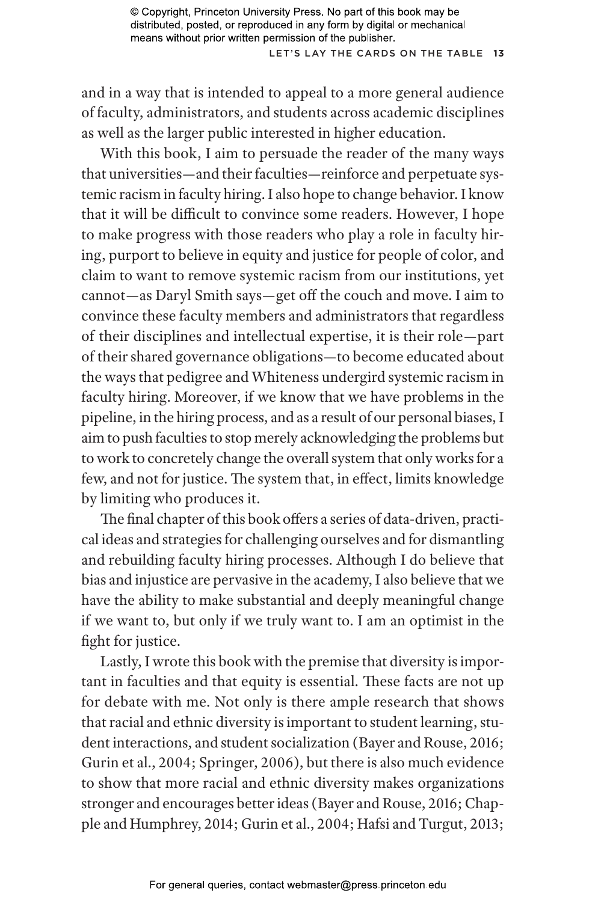and in a way that is intended to appeal to a more general audience of faculty, administrators, and students across academic disciplines as well as the larger public interested in higher education.

With this book, I aim to persuade the reader of the many ways that universities—and their faculties—reinforce and perpetuate systemic racism in faculty hiring. I also hope to change behavior. I know that it will be difficult to convince some readers. However, I hope to make progress with those readers who play a role in faculty hiring, purport to believe in equity and justice for people of color, and claim to want to remove systemic racism from our institutions, yet cannot—as Daryl Smith says—get off the couch and move. I aim to convince these faculty members and administrators that regardless of their disciplines and intellectual expertise, it is their role—part of their shared governance obligations—to become educated about the ways that pedigree and Whiteness undergird systemic racism in faculty hiring. Moreover, if we know that we have problems in the pipeline, in the hiring process, and as a result of our personal biases, I aim to push faculties to stop merely acknowledging the problems but to work to concretely change the overall system that only works for a few, and not for justice. The system that, in effect, limits knowledge by limiting who produces it.

The final chapter of this book offers a series of data-driven, practical ideas and strategies for challenging ourselves and for dismantling and rebuilding faculty hiring processes. Although I do believe that bias and injustice are pervasive in the academy, I also believe that we have the ability to make substantial and deeply meaningful change if we want to, but only if we truly want to. I am an optimist in the fight for justice.

Lastly, I wrote this book with the premise that diversity is important in faculties and that equity is essential. These facts are not up for debate with me. Not only is there ample research that shows that racial and ethnic diversity is important to student learning, student interactions, and student socialization (Bayer and Rouse, 2016; Gurin et al., 2004; Springer, 2006), but there is also much evidence to show that more racial and ethnic diversity makes organizations stronger and encourages better ideas (Bayer and Rouse, 2016; Chapple and Humphrey, 2014; Gurin et al., 2004; Hafsi and Turgut, 2013;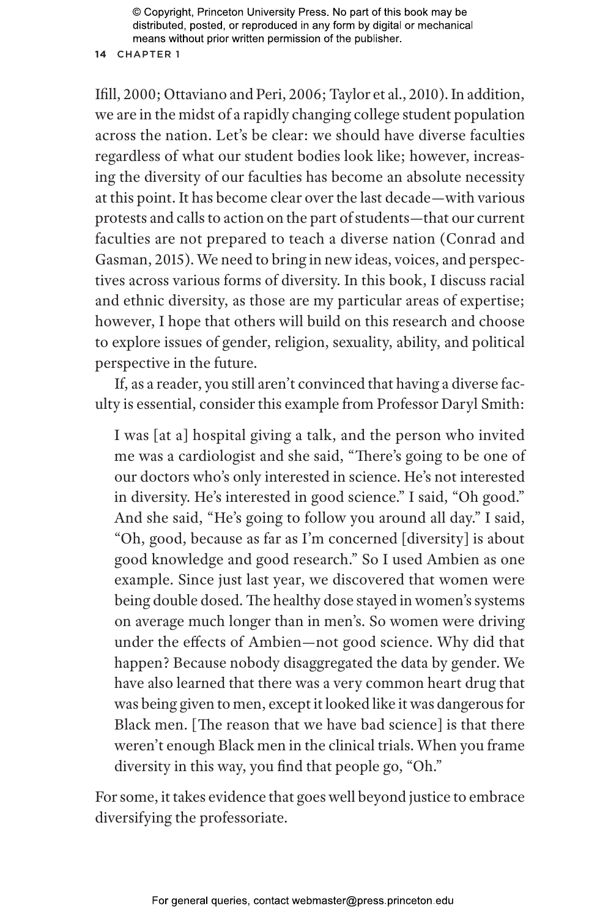Ifill, 2000; Ottaviano and Peri, 2006; Taylor et al., 2010). In addition, we are in the midst of a rapidly changing college student population across the nation. Let's be clear: we should have diverse faculties regardless of what our student bodies look like; however, increasing the diversity of our faculties has become an absolute necessity at this point. It has become clear over the last decade—with various protests and calls to action on the part of students—that our current faculties are not prepared to teach a diverse nation (Conrad and Gasman, 2015). We need to bring in new ideas, voices, and perspectives across various forms of diversity. In this book, I discuss racial and ethnic diversity, as those are my particular areas of expertise; however, I hope that others will build on this research and choose to explore issues of gender, religion, sexuality, ability, and political perspective in the future.

If, as a reader, you still aren't convinced that having a diverse faculty is essential, consider this example from Professor Daryl Smith:

> I was [at a] hospital giving a talk, and the person who invited me was a cardiologist and she said, "There's going to be one of our doctors who's only interested in science. He's not interested in diversity. He's interested in good science." I said, "Oh good." And she said, "He's going to follow you around all day." I said, "Oh, good, because as far as I'm concerned [diversity] is about good knowledge and good research." So I used Ambien as one example. Since just last year, we discovered that women were being double dosed. The healthy dose stayed in women's systems on average much longer than in men's. So women were driving under the effects of Ambien—not good science. Why did that happen? Because nobody disaggregated the data by gender. We have also learned that there was a very common heart drug that was being given to men, except it looked like it was dangerous for Black men. [The reason that we have bad science] is that there weren't enough Black men in the clinical trials. When you frame diversity in this way, you find that people go, "Oh."

For some, it takes evidence that goes well beyond justice to embrace diversifying the professoriate.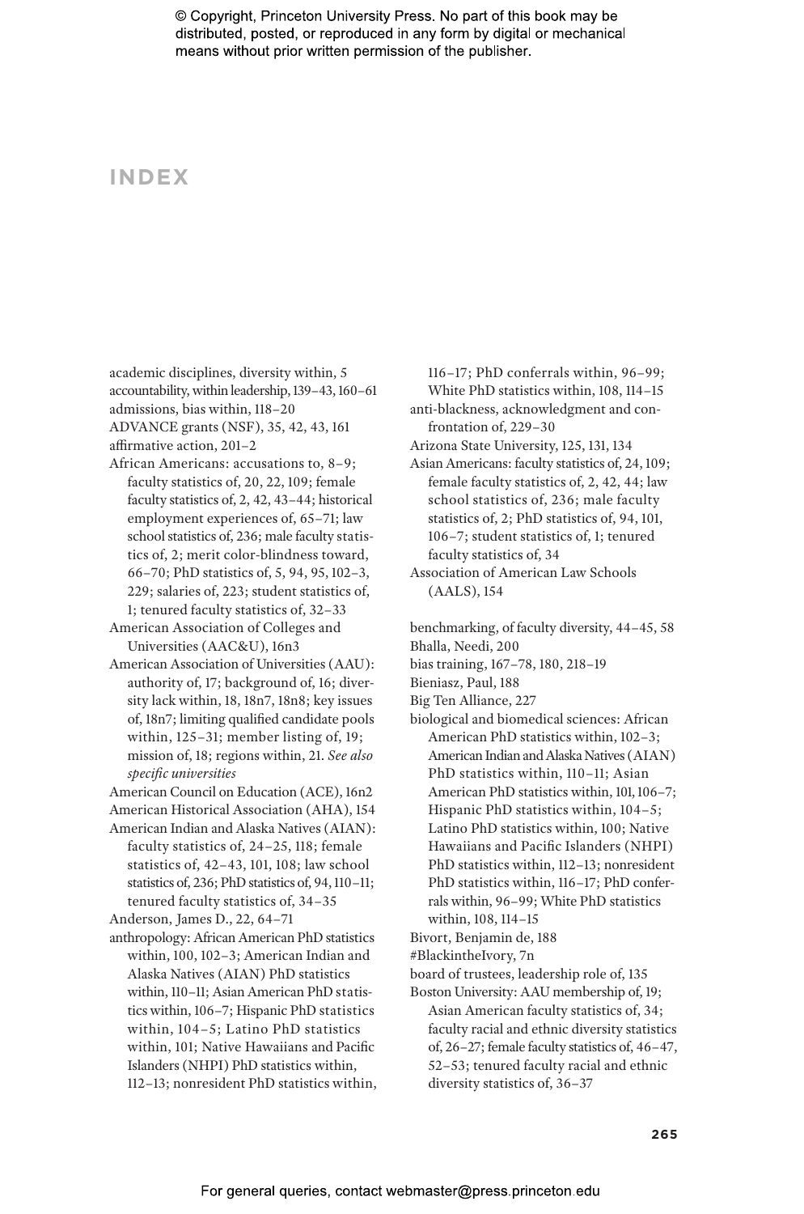# INDEX

academic disciplines, diversity within, 5
accountability, within leadership, 139–43, 160–61
admissions, bias within, 118–20
ADVANCE grants (NSF), 35, 42, 43, 161
affirmative action, 201–2
African Americans: accusations to, 8–9; faculty statistics of, 20, 22, 109; female faculty statistics of, 2, 42, 43–44; historical employment experiences of, 65–71; law school statistics of, 236; male faculty statistics of, 2; merit color-blindness toward, 66–70; PhD statistics of, 5, 94, 95, 102–3, 229; salaries of, 223; student statistics of, 1; tenured faculty statistics of, 32–33
American Association of Colleges and Universities (AAC&U), 16n3
American Association of Universities (AAU): authority of, 17; background of, 16; diversity lack within, 18, 18n7, 18n8; key issues of, 18n7; limiting qualified candidate pools within, 125–31; member listing of, 19; mission of, 18; regions within, 21. *See also specific universities*
American Council on Education (ACE), 16n2
American Historical Association (AHA), 154
American Indian and Alaska Natives (AIAN): faculty statistics of, 24–25, 118; female statistics of, 42–43, 101, 108; law school statistics of, 236; PhD statistics of, 94, 110–11; tenured faculty statistics of, 34–35
Anderson, James D., 22, 64–71
anthropology: African American PhD statistics within, 100, 102–3; American Indian and Alaska Natives (AIAN) PhD statistics within, 110–11; Asian American PhD statistics within, 106–7; Hispanic PhD statistics within, 104–5; Latino PhD statistics within, 101; Native Hawaiians and Pacific Islanders (NHPI) PhD statistics within, 112–13; nonresident PhD statistics within, 116–17; PhD conferrals within, 96–99; White PhD statistics within, 108, 114–15
anti-blackness, acknowledgment and confrontation of, 229–30
Arizona State University, 125, 131, 134
Asian Americans: faculty statistics of, 24, 109; female faculty statistics of, 2, 42, 44; law school statistics of, 236; male faculty statistics of, 2; PhD statistics of, 94, 101, 106–7; student statistics of, 1; tenured faculty statistics of, 34
Association of American Law Schools (AALS), 154

benchmarking, of faculty diversity, 44–45, 58
Bhalla, Needi, 200
bias training, 167–78, 180, 218–19
Bieniasz, Paul, 188
Big Ten Alliance, 227
biological and biomedical sciences: African American PhD statistics within, 102–3; American Indian and Alaska Natives (AIAN) PhD statistics within, 110–11; Asian American PhD statistics within, 101, 106–7; Hispanic PhD statistics within, 104–5; Latino PhD statistics within, 100; Native Hawaiians and Pacific Islanders (NHPI) PhD statistics within, 112–13; nonresident PhD statistics within, 116–17; PhD conferrals within, 96–99; White PhD statistics within, 108, 114–15
Bivort, Benjamin de, 188
#BlackintheIvory, 7n
board of trustees, leadership role of, 135
Boston University: AAU membership of, 19; Asian American faculty statistics of, 34; faculty racial and ethnic diversity statistics of, 26–27; female faculty statistics of, 46–47, 52–53; tenured faculty racial and ethnic diversity statistics of, 36–37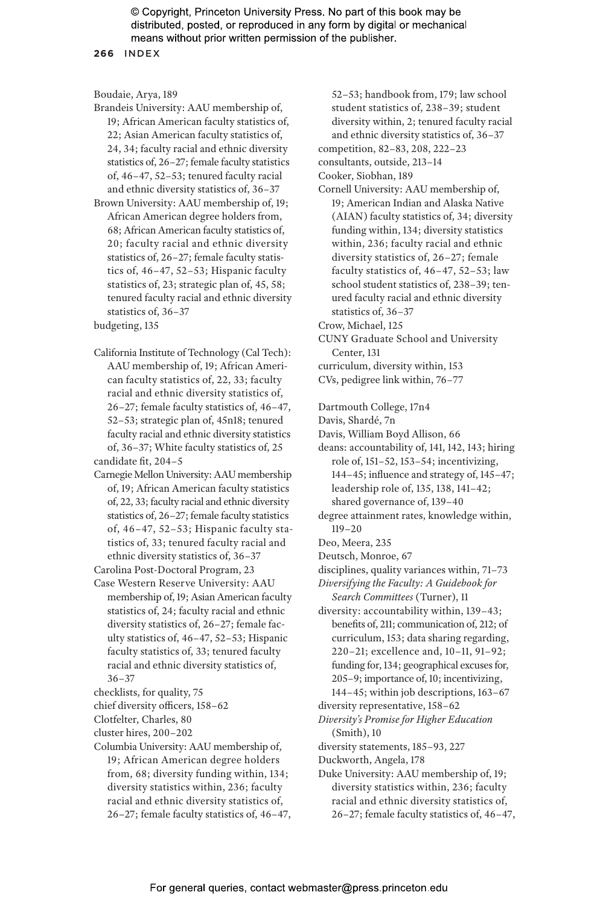Boudaie, Arya, 189

Brandeis University: AAU membership of, 19; African American faculty statistics of, 22; Asian American faculty statistics of, 24, 34; faculty racial and ethnic diversity statistics of, 26–27; female faculty statistics of, 46–47, 52–53; tenured faculty racial and ethnic diversity statistics of, 36–37

Brown University: AAU membership of, 19; African American degree holders from, 68; African American faculty statistics of, 20; faculty racial and ethnic diversity statistics of, 26–27; female faculty statistics of, 46–47, 52–53; Hispanic faculty statistics of, 23; strategic plan of, 45, 58; tenured faculty racial and ethnic diversity statistics of, 36–37

budgeting, 135

California Institute of Technology (Cal Tech): AAU membership of, 19; African American faculty statistics of, 22, 33; faculty racial and ethnic diversity statistics of, 26–27; female faculty statistics of, 46–47, 52–53; strategic plan of, 45n18; tenured faculty racial and ethnic diversity statistics of, 36–37; White faculty statistics of, 25

candidate fit, 204–5

Carnegie Mellon University: AAU membership of, 19; African American faculty statistics of, 22, 33; faculty racial and ethnic diversity statistics of, 26–27; female faculty statistics of, 46–47, 52–53; Hispanic faculty statistics of, 33; tenured faculty racial and ethnic diversity statistics of, 36–37

Carolina Post-Doctoral Program, 23

Case Western Reserve University: AAU membership of, 19; Asian American faculty statistics of, 24; faculty racial and ethnic diversity statistics of, 26–27; female faculty statistics of, 46–47, 52–53; Hispanic faculty statistics of, 33; tenured faculty racial and ethnic diversity statistics of, 36–37

checklists, for quality, 75

chief diversity officers, 158–62

Clotfelter, Charles, 80

cluster hires, 200–202

Columbia University: AAU membership of, 19; African American degree holders from, 68; diversity funding within, 134; diversity statistics within, 236; faculty racial and ethnic diversity statistics of, 26–27; female faculty statistics of, 46–47, 52–53; handbook from, 179; law school student statistics of, 238–39; student diversity within, 2; tenured faculty racial and ethnic diversity statistics of, 36–37

competition, 82–83, 208, 222–23

consultants, outside, 213–14

Cooker, Siobhan, 189

Cornell University: AAU membership of, 19; American Indian and Alaska Native (AIAN) faculty statistics of, 34; diversity funding within, 134; diversity statistics within, 236; faculty racial and ethnic diversity statistics of, 26–27; female faculty statistics of, 46–47, 52–53; law school student statistics of, 238–39; tenured faculty racial and ethnic diversity statistics of, 36–37

Crow, Michael, 125

CUNY Graduate School and University Center, 131

curriculum, diversity within, 153

CVs, pedigree link within, 76–77

Dartmouth College, 17n4

Davis, Shardé, 7n

Davis, William Boyd Allison, 66

deans: accountability of, 141, 142, 143; hiring role of, 151–52, 153–54; incentivizing, 144–45; influence and strategy of, 145–47; leadership role of, 135, 138, 141–42; shared governance of, 139–40

degree attainment rates, knowledge within, 119–20

Deo, Meera, 235

Deutsch, Monroe, 67

disciplines, quality variances within, 71–73

*Diversifying the Faculty: A Guidebook for Search Committees* (Turner), 11

diversity: accountability within, 139–43; benefits of, 211; communication of, 212; of curriculum, 153; data sharing regarding, 220–21; excellence and, 10–11, 91–92; funding for, 134; geographical excuses for, 205–9; importance of, 10; incentivizing, 144–45; within job descriptions, 163–67

diversity representative, 158–62

*Diversity's Promise for Higher Education* (Smith), 10

diversity statements, 185–93, 227

Duckworth, Angela, 178

Duke University: AAU membership of, 19; diversity statistics within, 236; faculty racial and ethnic diversity statistics of, 26–27; female faculty statistics of, 46–47,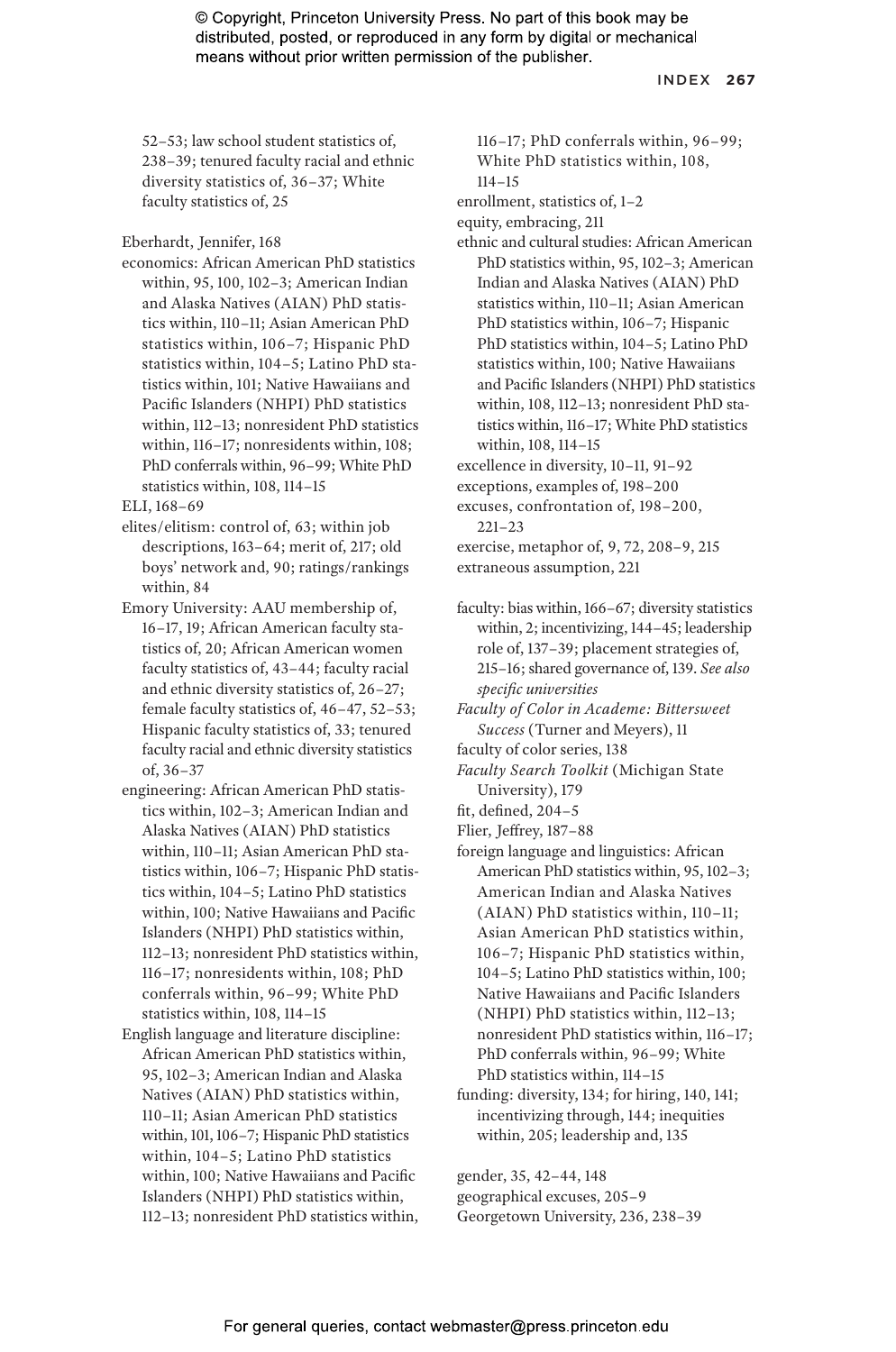52–53; law school student statistics of, 238–39; tenured faculty racial and ethnic diversity statistics of, 36–37; White faculty statistics of, 25

Eberhardt, Jennifer, 168

economics: African American PhD statistics within, 95, 100, 102–3; American Indian and Alaska Natives (AIAN) PhD statistics within, 110–11; Asian American PhD statistics within, 106–7; Hispanic PhD statistics within, 104–5; Latino PhD statistics within, 101; Native Hawaiians and Pacific Islanders (NHPI) PhD statistics within, 112–13; nonresident PhD statistics within, 116–17; nonresidents within, 108; PhD conferrals within, 96–99; White PhD statistics within, 108, 114–15

ELI, 168–69

elites/elitism: control of, 63; within job descriptions, 163–64; merit of, 217; old boys' network and, 90; ratings/rankings within, 84

Emory University: AAU membership of, 16–17, 19; African American faculty statistics of, 20; African American women faculty statistics of, 43–44; faculty racial and ethnic diversity statistics of, 26–27; female faculty statistics of, 46–47, 52–53; Hispanic faculty statistics of, 33; tenured faculty racial and ethnic diversity statistics of, 36–37

engineering: African American PhD statistics within, 102–3; American Indian and Alaska Natives (AIAN) PhD statistics within, 110–11; Asian American PhD statistics within, 106–7; Hispanic PhD statistics within, 104–5; Latino PhD statistics within, 100; Native Hawaiians and Pacific Islanders (NHPI) PhD statistics within, 112–13; nonresident PhD statistics within, 116–17; nonresidents within, 108; PhD conferrals within, 96–99; White PhD statistics within, 108, 114–15

English language and literature discipline: African American PhD statistics within, 95, 102–3; American Indian and Alaska Natives (AIAN) PhD statistics within, 110–11; Asian American PhD statistics within, 101, 106–7; Hispanic PhD statistics within, 104–5; Latino PhD statistics within, 100; Native Hawaiians and Pacific Islanders (NHPI) PhD statistics within, 112–13; nonresident PhD statistics within, 116–17; PhD conferrals within, 96–99; White PhD statistics within, 108, 114–15

enrollment, statistics of, 1–2

equity, embracing, 211

ethnic and cultural studies: African American PhD statistics within, 95, 102–3; American Indian and Alaska Natives (AIAN) PhD statistics within, 110–11; Asian American PhD statistics within, 106–7; Hispanic PhD statistics within, 104–5; Latino PhD statistics within, 100; Native Hawaiians and Pacific Islanders (NHPI) PhD statistics within, 108, 112–13; nonresident PhD statistics within, 116–17; White PhD statistics within, 108, 114–15

excellence in diversity, 10–11, 91–92

exceptions, examples of, 198–200

excuses, confrontation of, 198–200, 221–23

exercise, metaphor of, 9, 72, 208–9, 215

extraneous assumption, 221

faculty: bias within, 166–67; diversity statistics within, 2; incentivizing, 144–45; leadership role of, 137–39; placement strategies of, 215–16; shared governance of, 139. *See also specific universities*

*Faculty of Color in Academe: Bittersweet Success* (Turner and Meyers), 11

faculty of color series, 138

*Faculty Search Toolkit* (Michigan State University), 179

fit, defined, 204–5

Flier, Jeffrey, 187–88

foreign language and linguistics: African American PhD statistics within, 95, 102–3; American Indian and Alaska Natives (AIAN) PhD statistics within, 110–11; Asian American PhD statistics within, 106–7; Hispanic PhD statistics within, 104–5; Latino PhD statistics within, 100; Native Hawaiians and Pacific Islanders (NHPI) PhD statistics within, 112–13; nonresident PhD statistics within, 116–17; PhD conferrals within, 96–99; White PhD statistics within, 114–15

funding: diversity, 134; for hiring, 140, 141; incentivizing through, 144; inequities within, 205; leadership and, 135

gender, 35, 42–44, 148

geographical excuses, 205–9

Georgetown University, 236, 238–39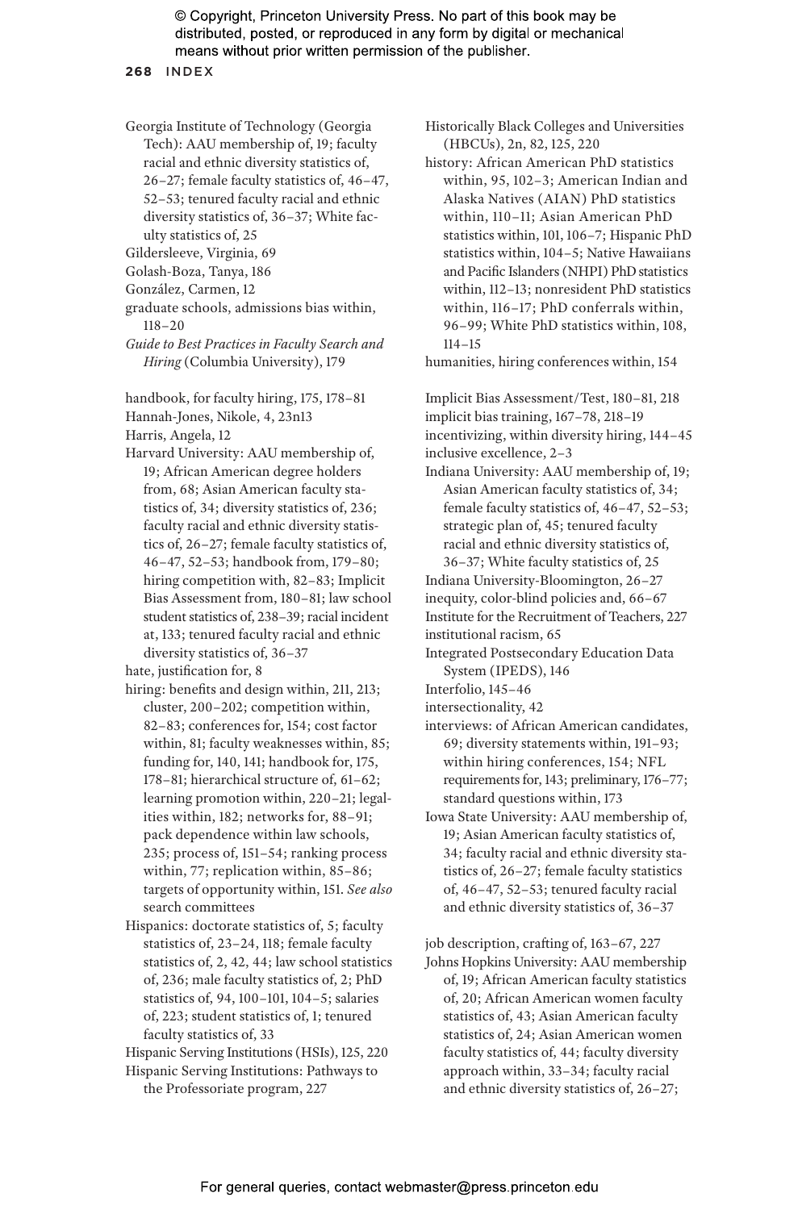Georgia Institute of Technology (Georgia Tech): AAU membership of, 19; faculty racial and ethnic diversity statistics of, 26–27; female faculty statistics of, 46–47, 52–53; tenured faculty racial and ethnic diversity statistics of, 36–37; White faculty statistics of, 25

Gildersleeve, Virginia, 69

Golash-Boza, Tanya, 186

González, Carmen, 12

graduate schools, admissions bias within, 118–20

*Guide to Best Practices in Faculty Search and Hiring* (Columbia University), 179

handbook, for faculty hiring, 175, 178–81

Hannah-Jones, Nikole, 4, 23n13

Harris, Angela, 12

Harvard University: AAU membership of, 19; African American degree holders from, 68; Asian American faculty statistics of, 34; diversity statistics of, 236; faculty racial and ethnic diversity statistics of, 26–27; female faculty statistics of, 46–47, 52–53; handbook from, 179–80; hiring competition with, 82–83; Implicit Bias Assessment from, 180–81; law school student statistics of, 238–39; racial incident at, 133; tenured faculty racial and ethnic diversity statistics of, 36–37

hate, justification for, 8

hiring: benefits and design within, 211, 213; cluster, 200–202; competition within, 82–83; conferences for, 154; cost factor within, 81; faculty weaknesses within, 85; funding for, 140, 141; handbook for, 175, 178–81; hierarchical structure of, 61–62; learning promotion within, 220–21; legalities within, 182; networks for, 88–91; pack dependence within law schools, 235; process of, 151–54; ranking process within, 77; replication within, 85–86; targets of opportunity within, 151. *See also* search committees

Hispanics: doctorate statistics of, 5; faculty statistics of, 23–24, 118; female faculty statistics of, 2, 42, 44; law school statistics of, 236; male faculty statistics of, 2; PhD statistics of, 94, 100–101, 104–5; salaries of, 223; student statistics of, 1; tenured faculty statistics of, 33

Hispanic Serving Institutions (HSIs), 125, 220

Hispanic Serving Institutions: Pathways to the Professoriate program, 227

Historically Black Colleges and Universities (HBCUs), 2n, 82, 125, 220

history: African American PhD statistics within, 95, 102–3; American Indian and Alaska Natives (AIAN) PhD statistics within, 110–11; Asian American PhD statistics within, 101, 106–7; Hispanic PhD statistics within, 104–5; Native Hawaiians and Pacific Islanders (NHPI) PhD statistics within, 112–13; nonresident PhD statistics within, 116–17; PhD conferrals within, 96–99; White PhD statistics within, 108, 114–15

humanities, hiring conferences within, 154

Implicit Bias Assessment/Test, 180–81, 218

implicit bias training, 167–78, 218–19

incentivizing, within diversity hiring, 144–45

inclusive excellence, 2–3

Indiana University: AAU membership of, 19; Asian American faculty statistics of, 34; female faculty statistics of, 46–47, 52–53; strategic plan of, 45; tenured faculty racial and ethnic diversity statistics of, 36–37; White faculty statistics of, 25

Indiana University-Bloomington, 26–27

inequity, color-blind policies and, 66–67

Institute for the Recruitment of Teachers, 227

institutional racism, 65

Integrated Postsecondary Education Data System (IPEDS), 146

Interfolio, 145–46

intersectionality, 42

interviews: of African American candidates, 69; diversity statements within, 191–93; within hiring conferences, 154; NFL requirements for, 143; preliminary, 176–77; standard questions within, 173

Iowa State University: AAU membership of, 19; Asian American faculty statistics of, 34; faculty racial and ethnic diversity statistics of, 26–27; female faculty statistics of, 46–47, 52–53; tenured faculty racial and ethnic diversity statistics of, 36–37

job description, crafting of, 163–67, 227

Johns Hopkins University: AAU membership of, 19; African American faculty statistics of, 20; African American women faculty statistics of, 43; Asian American faculty statistics of, 24; Asian American women faculty statistics of, 44; faculty diversity approach within, 33–34; faculty racial and ethnic diversity statistics of, 26–27;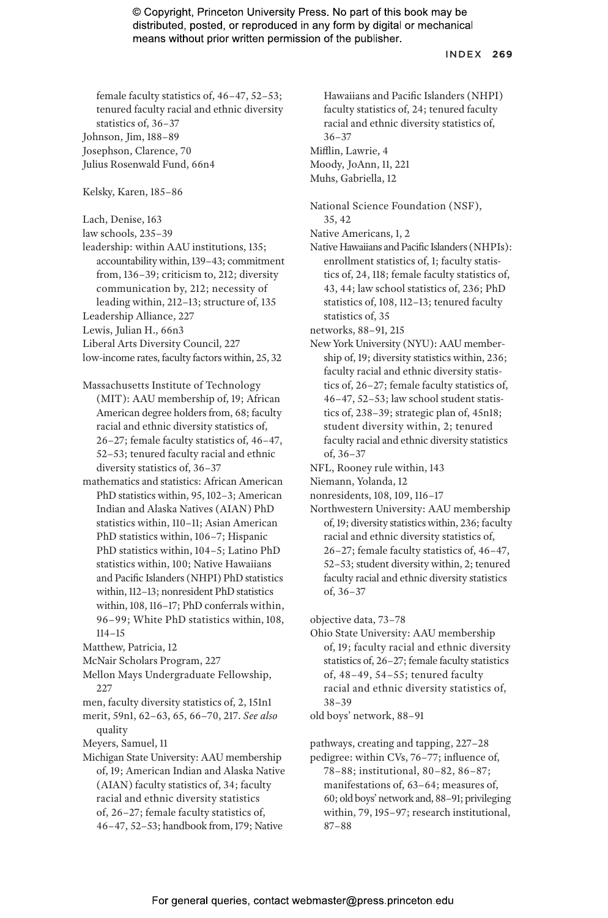female faculty statistics of, 46–47, 52–53; tenured faculty racial and ethnic diversity statistics of, 36–37

Johnson, Jim, 188–89

Josephson, Clarence, 70

Julius Rosenwald Fund, 66n4

Kelsky, Karen, 185–86

Lach, Denise, 163

law schools, 235–39

leadership: within AAU institutions, 135; accountability within, 139–43; commitment from, 136–39; criticism to, 212; diversity communication by, 212; necessity of leading within, 212–13; structure of, 135

Leadership Alliance, 227

Lewis, Julian H., 66n3

Liberal Arts Diversity Council, 227

low-income rates, faculty factors within, 25, 32

Massachusetts Institute of Technology (MIT): AAU membership of, 19; African American degree holders from, 68; faculty racial and ethnic diversity statistics of, 26–27; female faculty statistics of, 46–47, 52–53; tenured faculty racial and ethnic diversity statistics of, 36–37

mathematics and statistics: African American PhD statistics within, 95, 102–3; American Indian and Alaska Natives (AIAN) PhD statistics within, 110–11; Asian American PhD statistics within, 106–7; Hispanic PhD statistics within, 104–5; Latino PhD statistics within, 100; Native Hawaiians and Pacific Islanders (NHPI) PhD statistics within, 112–13; nonresident PhD statistics within, 108, 116–17; PhD conferrals within, 96–99; White PhD statistics within, 108, 114–15

Matthew, Patricia, 12

McNair Scholars Program, 227

Mellon Mays Undergraduate Fellowship, 227

men, faculty diversity statistics of, 2, 151n1

merit, 59n1, 62–63, 65, 66–70, 217. *See also* quality

Meyers, Samuel, 11

Michigan State University: AAU membership of, 19; American Indian and Alaska Native (AIAN) faculty statistics of, 34; faculty racial and ethnic diversity statistics of, 26–27; female faculty statistics of, 46–47, 52–53; handbook from, 179; Native Hawaiians and Pacific Islanders (NHPI) faculty statistics of, 24; tenured faculty racial and ethnic diversity statistics of, 36–37

Mifflin, Lawrie, 4

Moody, JoAnn, 11, 221

Muhs, Gabriella, 12

National Science Foundation (NSF), 35, 42

Native Americans, 1, 2

Native Hawaiians and Pacific Islanders (NHPIs): enrollment statistics of, 1; faculty statistics of, 24, 118; female faculty statistics of, 43, 44; law school statistics of, 236; PhD statistics of, 108, 112–13; tenured faculty statistics of, 35

networks, 88–91, 215

New York University (NYU): AAU membership of, 19; diversity statistics within, 236; faculty racial and ethnic diversity statistics of, 26–27; female faculty statistics of, 46–47, 52–53; law school student statistics of, 238–39; strategic plan of, 45n18; student diversity within, 2; tenured faculty racial and ethnic diversity statistics of, 36–37

NFL, Rooney rule within, 143

Niemann, Yolanda, 12

nonresidents, 108, 109, 116–17

Northwestern University: AAU membership of, 19; diversity statistics within, 236; faculty racial and ethnic diversity statistics of, 26–27; female faculty statistics of, 46–47, 52–53; student diversity within, 2; tenured faculty racial and ethnic diversity statistics of, 36–37

objective data, 73–78

Ohio State University: AAU membership of, 19; faculty racial and ethnic diversity statistics of, 26–27; female faculty statistics of, 48–49, 54–55; tenured faculty racial and ethnic diversity statistics of, 38–39

old boys' network, 88–91

pathways, creating and tapping, 227–28

pedigree: within CVs, 76–77; influence of, 78–88; institutional, 80–82, 86–87; manifestations of, 63–64; measures of, 60; old boys' network and, 88–91; privileging within, 79, 195–97; research institutional, 87–88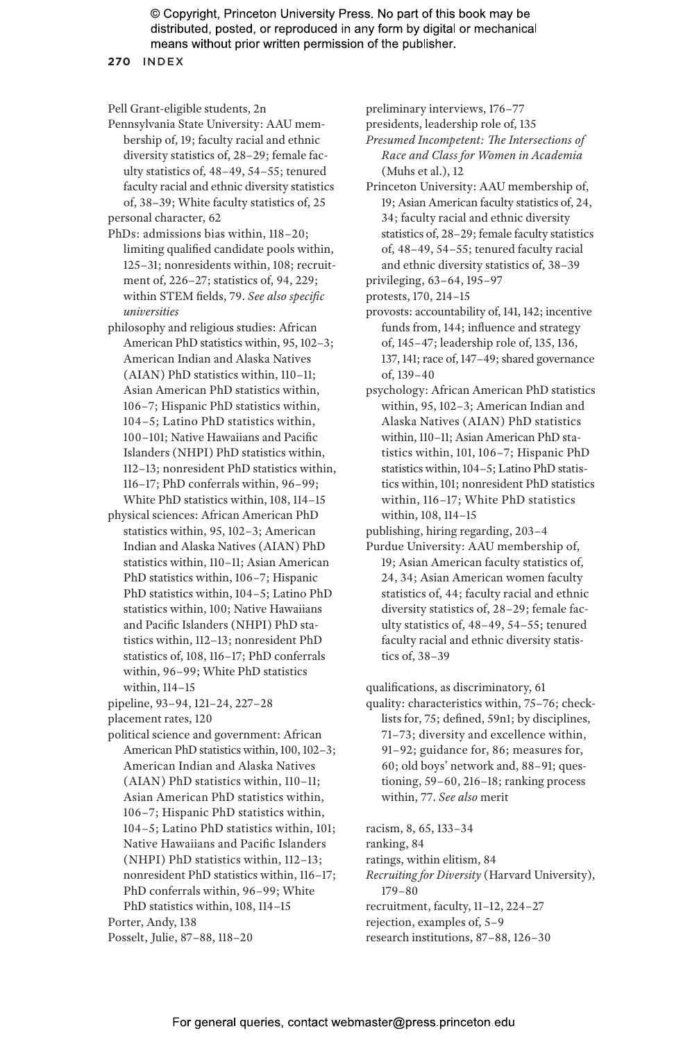Pell Grant-eligible students, 2n

Pennsylvania State University: AAU membership of, 19; faculty racial and ethnic diversity statistics of, 28–29; female faculty statistics of, 48–49, 54–55; tenured faculty racial and ethnic diversity statistics of, 38–39; White faculty statistics of, 25

personal character, 62

PhDs: admissions bias within, 118–20; limiting qualified candidate pools within, 125–31; nonresidents within, 108; recruitment of, 226–27; statistics of, 94, 229; within STEM fields, 79. *See also specific universities*

philosophy and religious studies: African American PhD statistics within, 95, 102–3; American Indian and Alaska Natives (AIAN) PhD statistics within, 110–11; Asian American PhD statistics within, 106–7; Hispanic PhD statistics within, 104–5; Latino PhD statistics within, 100–101; Native Hawaiians and Pacific Islanders (NHPI) PhD statistics within, 112–13; nonresident PhD statistics within, 116–17; PhD conferrals within, 96–99; White PhD statistics within, 108, 114–15

physical sciences: African American PhD statistics within, 95, 102–3; American Indian and Alaska Natives (AIAN) PhD statistics within, 110–11; Asian American PhD statistics within, 106–7; Hispanic PhD statistics within, 104–5; Latino PhD statistics within, 100; Native Hawaiians and Pacific Islanders (NHPI) PhD statistics within, 112–13; nonresident PhD statistics of, 108, 116–17; PhD conferrals within, 96–99; White PhD statistics within, 114–15

pipeline, 93–94, 121–24, 227–28

placement rates, 120

political science and government: African American PhD statistics within, 100, 102–3; American Indian and Alaska Natives (AIAN) PhD statistics within, 110–11; Asian American PhD statistics within, 106–7; Hispanic PhD statistics within, 104–5; Latino PhD statistics within, 101; Native Hawaiians and Pacific Islanders (NHPI) PhD statistics within, 112–13; nonresident PhD statistics within, 116–17; PhD conferrals within, 96–99; White PhD statistics within, 108, 114–15

Porter, Andy, 138

Posselt, Julie, 87–88, 118–20

preliminary interviews, 176–77

presidents, leadership role of, 135

*Presumed Incompetent: The Intersections of Race and Class for Women in Academia* (Muhs et al.), 12

Princeton University: AAU membership of, 19; Asian American faculty statistics of, 24, 34; faculty racial and ethnic diversity statistics of, 28–29; female faculty statistics of, 48–49, 54–55; tenured faculty racial and ethnic diversity statistics of, 38–39

privileging, 63–64, 195–97

protests, 170, 214–15

provosts: accountability of, 141, 142; incentive funds from, 144; influence and strategy of, 145–47; leadership role of, 135, 136, 137, 141; race of, 147–49; shared governance of, 139–40

psychology: African American PhD statistics within, 95, 102–3; American Indian and Alaska Natives (AIAN) PhD statistics within, 110–11; Asian American PhD statistics within, 101, 106–7; Hispanic PhD statistics within, 104–5; Latino PhD statistics within, 101; nonresident PhD statistics within, 116–17; White PhD statistics within, 108, 114–15

publishing, hiring regarding, 203–4

Purdue University: AAU membership of, 19; Asian American faculty statistics of, 24, 34; Asian American women faculty statistics of, 44; faculty racial and ethnic diversity statistics of, 28–29; female faculty statistics of, 48–49, 54–55; tenured faculty racial and ethnic diversity statistics of, 38–39

qualifications, as discriminatory, 61

quality: characteristics within, 75–76; checklists for, 75; defined, 59n1; by disciplines, 71–73; diversity and excellence within, 91–92; guidance for, 86; measures for, 60; old boys' network and, 88–91; questioning, 59–60, 216–18; ranking process within, 77. *See also* merit

racism, 8, 65, 133–34

ranking, 84

ratings, within elitism, 84

*Recruiting for Diversity* (Harvard University), 179–80

recruitment, faculty, 11–12, 224–27

rejection, examples of, 5–9

research institutions, 87–88, 126–30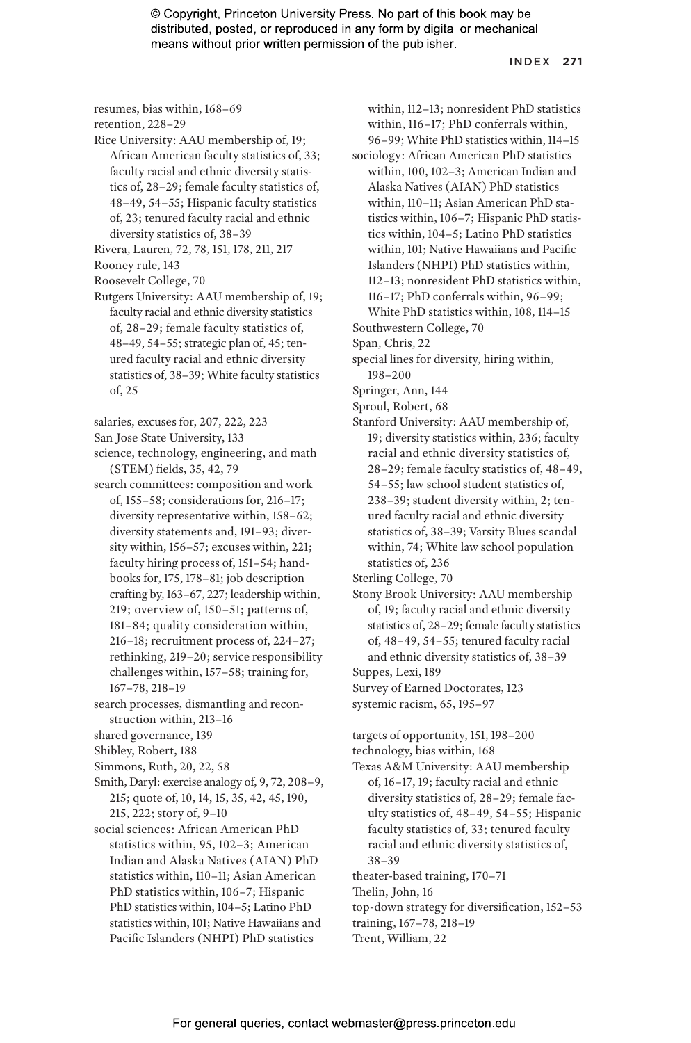resumes, bias within, 168–69
retention, 228–29
Rice University: AAU membership of, 19; African American faculty statistics of, 33; faculty racial and ethnic diversity statistics of, 28–29; female faculty statistics of, 48–49, 54–55; Hispanic faculty statistics of, 23; tenured faculty racial and ethnic diversity statistics of, 38–39
Rivera, Lauren, 72, 78, 151, 178, 211, 217
Rooney rule, 143
Roosevelt College, 70
Rutgers University: AAU membership of, 19; faculty racial and ethnic diversity statistics of, 28–29; female faculty statistics of, 48–49, 54–55; strategic plan of, 45; tenured faculty racial and ethnic diversity statistics of, 38–39; White faculty statistics of, 25

salaries, excuses for, 207, 222, 223
San Jose State University, 133
science, technology, engineering, and math (STEM) fields, 35, 42, 79
search committees: composition and work of, 155–58; considerations for, 216–17; diversity representative within, 158–62; diversity statements and, 191–93; diversity within, 156–57; excuses within, 221; faculty hiring process of, 151–54; handbooks for, 175, 178–81; job description crafting by, 163–67, 227; leadership within, 219; overview of, 150–51; patterns of, 181–84; quality consideration within, 216–18; recruitment process of, 224–27; rethinking, 219–20; service responsibility challenges within, 157–58; training for, 167–78, 218–19
search processes, dismantling and reconstruction within, 213–16
shared governance, 139
Shibley, Robert, 188
Simmons, Ruth, 20, 22, 58
Smith, Daryl: exercise analogy of, 9, 72, 208–9, 215; quote of, 10, 14, 15, 35, 42, 45, 190, 215, 222; story of, 9–10
social sciences: African American PhD statistics within, 95, 102–3; American Indian and Alaska Natives (AIAN) PhD statistics within, 110–11; Asian American PhD statistics within, 106–7; Hispanic PhD statistics within, 104–5; Latino PhD statistics within, 101; Native Hawaiians and Pacific Islanders (NHPI) PhD statistics within, 112–13; nonresident PhD statistics within, 116–17; PhD conferrals within, 96–99; White PhD statistics within, 114–15
sociology: African American PhD statistics within, 100, 102–3; American Indian and Alaska Natives (AIAN) PhD statistics within, 110–11; Asian American PhD statistics within, 106–7; Hispanic PhD statistics within, 104–5; Latino PhD statistics within, 101; Native Hawaiians and Pacific Islanders (NHPI) PhD statistics within, 112–13; nonresident PhD statistics within, 116–17; PhD conferrals within, 96–99; White PhD statistics within, 108, 114–15
Southwestern College, 70
Span, Chris, 22
special lines for diversity, hiring within, 198–200
Springer, Ann, 144
Sproul, Robert, 68
Stanford University: AAU membership of, 19; diversity statistics within, 236; faculty racial and ethnic diversity statistics of, 28–29; female faculty statistics of, 48–49, 54–55; law school student statistics of, 238–39; student diversity within, 2; tenured faculty racial and ethnic diversity statistics of, 38–39; Varsity Blues scandal within, 74; White law school population statistics of, 236
Sterling College, 70
Stony Brook University: AAU membership of, 19; faculty racial and ethnic diversity statistics of, 28–29; female faculty statistics of, 48–49, 54–55; tenured faculty racial and ethnic diversity statistics of, 38–39
Suppes, Lexi, 189
Survey of Earned Doctorates, 123
systemic racism, 65, 195–97

targets of opportunity, 151, 198–200
technology, bias within, 168
Texas A&M University: AAU membership of, 16–17, 19; faculty racial and ethnic diversity statistics of, 28–29; female faculty statistics of, 48–49, 54–55; Hispanic faculty statistics of, 33; tenured faculty racial and ethnic diversity statistics of, 38–39
theater-based training, 170–71
Thelin, John, 16
top-down strategy for diversification, 152–53
training, 167–78, 218–19
Trent, William, 22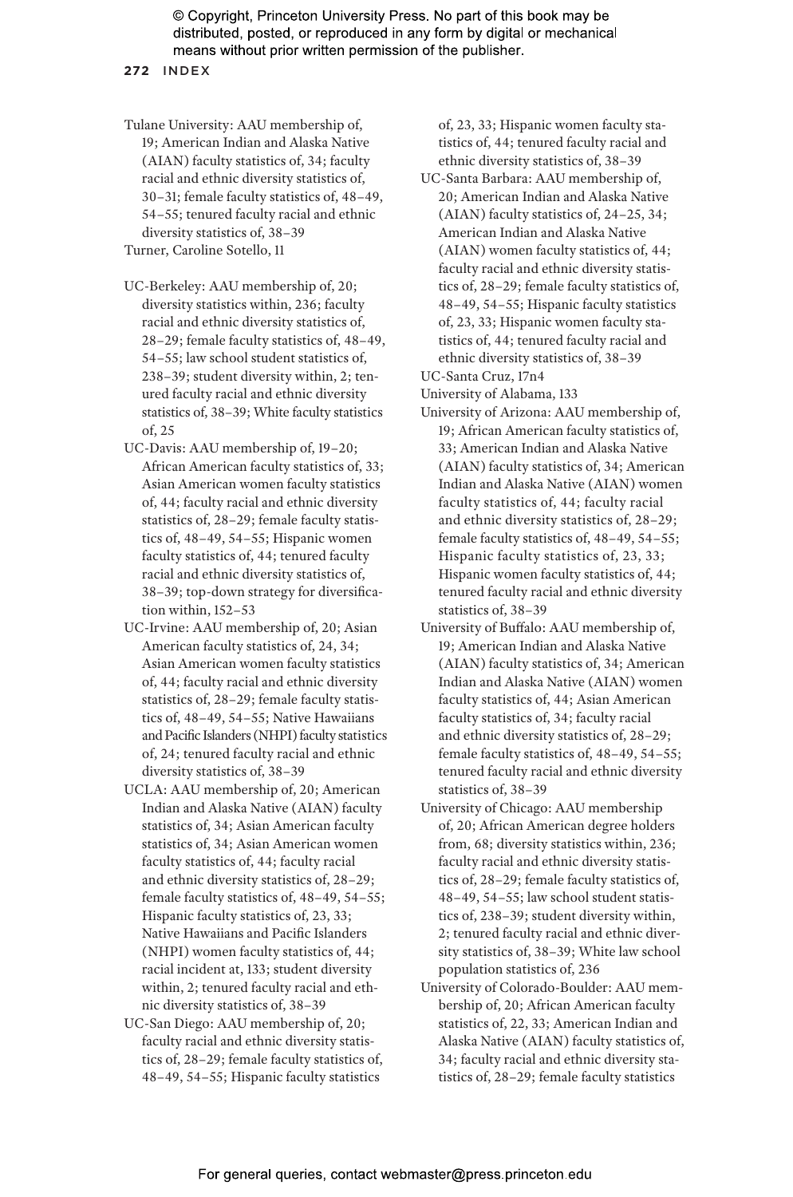Tulane University: AAU membership of, 19; American Indian and Alaska Native (AIAN) faculty statistics of, 34; faculty racial and ethnic diversity statistics of, 30–31; female faculty statistics of, 48–49, 54–55; tenured faculty racial and ethnic diversity statistics of, 38–39

Turner, Caroline Sotello, 11

UC-Berkeley: AAU membership of, 20; diversity statistics within, 236; faculty racial and ethnic diversity statistics of, 28–29; female faculty statistics of, 48–49, 54–55; law school student statistics of, 238–39; student diversity within, 2; tenured faculty racial and ethnic diversity statistics of, 38–39; White faculty statistics of, 25

UC-Davis: AAU membership of, 19–20; African American faculty statistics of, 33; Asian American women faculty statistics of, 44; faculty racial and ethnic diversity statistics of, 28–29; female faculty statistics of, 48–49, 54–55; Hispanic women faculty statistics of, 44; tenured faculty racial and ethnic diversity statistics of, 38–39; top-down strategy for diversification within, 152–53

UC-Irvine: AAU membership of, 20; Asian American faculty statistics of, 24, 34; Asian American women faculty statistics of, 44; faculty racial and ethnic diversity statistics of, 28–29; female faculty statistics of, 48–49, 54–55; Native Hawaiians and Pacific Islanders (NHPI) faculty statistics of, 24; tenured faculty racial and ethnic diversity statistics of, 38–39

UCLA: AAU membership of, 20; American Indian and Alaska Native (AIAN) faculty statistics of, 34; Asian American faculty statistics of, 34; Asian American women faculty statistics of, 44; faculty racial and ethnic diversity statistics of, 28–29; female faculty statistics of, 48–49, 54–55; Hispanic faculty statistics of, 23, 33; Native Hawaiians and Pacific Islanders (NHPI) women faculty statistics of, 44; racial incident at, 133; student diversity within, 2; tenured faculty racial and ethnic diversity statistics of, 38–39

UC-San Diego: AAU membership of, 20; faculty racial and ethnic diversity statistics of, 28–29; female faculty statistics of, 48–49, 54–55; Hispanic faculty statistics of, 23, 33; Hispanic women faculty statistics of, 44; tenured faculty racial and ethnic diversity statistics of, 38–39

UC-Santa Barbara: AAU membership of, 20; American Indian and Alaska Native (AIAN) faculty statistics of, 24–25, 34; American Indian and Alaska Native (AIAN) women faculty statistics of, 44; faculty racial and ethnic diversity statistics of, 28–29; female faculty statistics of, 48–49, 54–55; Hispanic faculty statistics of, 23, 33; Hispanic women faculty statistics of, 44; tenured faculty racial and ethnic diversity statistics of, 38–39

UC-Santa Cruz, 17n4

University of Alabama, 133

University of Arizona: AAU membership of, 19; African American faculty statistics of, 33; American Indian and Alaska Native (AIAN) faculty statistics of, 34; American Indian and Alaska Native (AIAN) women faculty statistics of, 44; faculty racial and ethnic diversity statistics of, 28–29; female faculty statistics of, 48–49, 54–55; Hispanic faculty statistics of, 23, 33; Hispanic women faculty statistics of, 44; tenured faculty racial and ethnic diversity statistics of, 38–39

University of Buffalo: AAU membership of, 19; American Indian and Alaska Native (AIAN) faculty statistics of, 34; American Indian and Alaska Native (AIAN) women faculty statistics of, 44; Asian American faculty statistics of, 34; faculty racial and ethnic diversity statistics of, 28–29; female faculty statistics of, 48–49, 54–55; tenured faculty racial and ethnic diversity statistics of, 38–39

University of Chicago: AAU membership of, 20; African American degree holders from, 68; diversity statistics within, 236; faculty racial and ethnic diversity statistics of, 28–29; female faculty statistics of, 48–49, 54–55; law school student statistics of, 238–39; student diversity within, 2; tenured faculty racial and ethnic diversity statistics of, 38–39; White law school population statistics of, 236

University of Colorado-Boulder: AAU membership of, 20; African American faculty statistics of, 22, 33; American Indian and Alaska Native (AIAN) faculty statistics of, 34; faculty racial and ethnic diversity statistics of, 28–29; female faculty statistics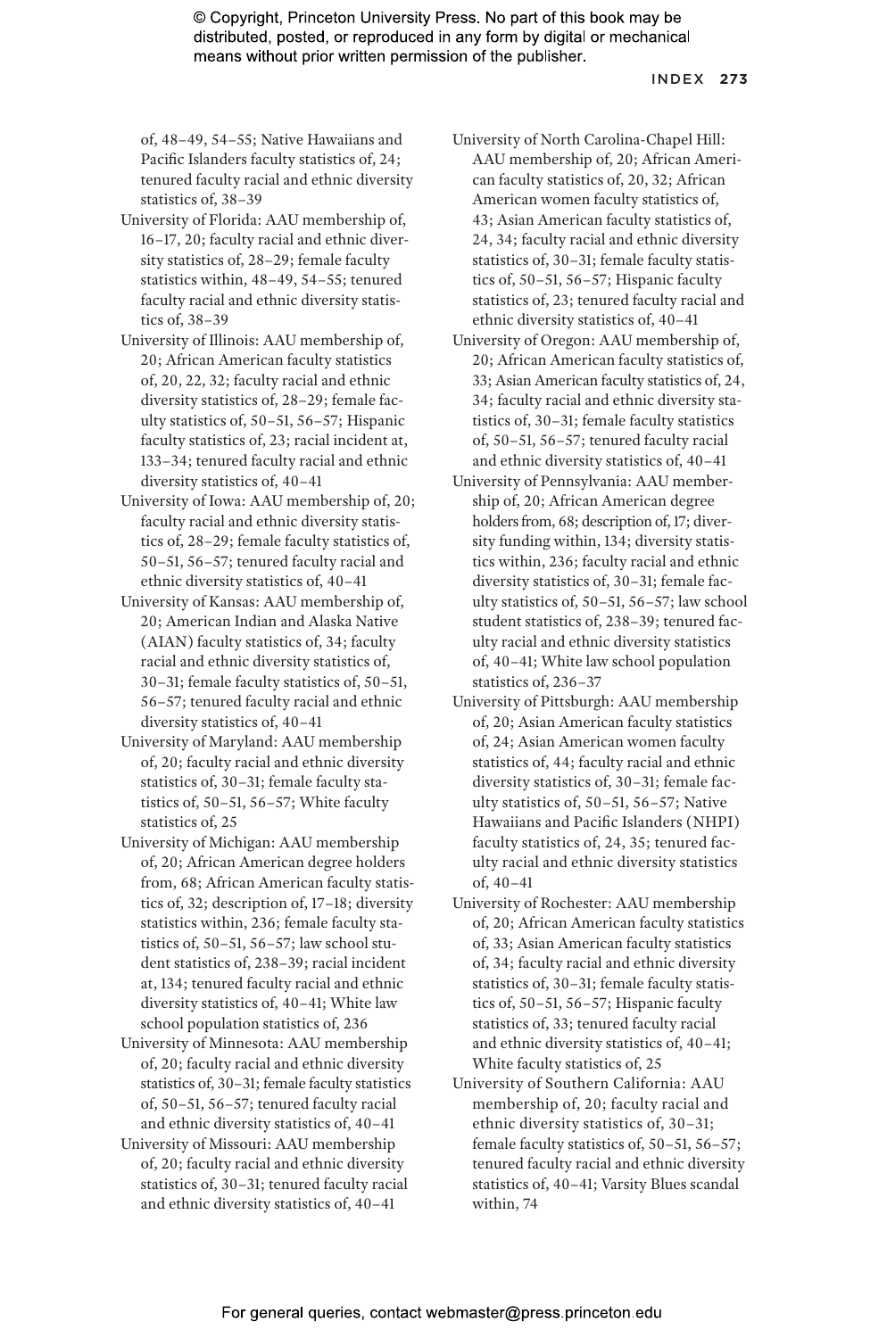of, 48–49, 54–55; Native Hawaiians and Pacific Islanders faculty statistics of, 24; tenured faculty racial and ethnic diversity statistics of, 38–39

University of Florida: AAU membership of, 16–17, 20; faculty racial and ethnic diversity statistics of, 28–29; female faculty statistics within, 48–49, 54–55; tenured faculty racial and ethnic diversity statistics of, 38–39

University of Illinois: AAU membership of, 20; African American faculty statistics of, 20, 22, 32; faculty racial and ethnic diversity statistics of, 28–29; female faculty statistics of, 50–51, 56–57; Hispanic faculty statistics of, 23; racial incident at, 133–34; tenured faculty racial and ethnic diversity statistics of, 40–41

University of Iowa: AAU membership of, 20; faculty racial and ethnic diversity statistics of, 28–29; female faculty statistics of, 50–51, 56–57; tenured faculty racial and ethnic diversity statistics of, 40–41

University of Kansas: AAU membership of, 20; American Indian and Alaska Native (AIAN) faculty statistics of, 34; faculty racial and ethnic diversity statistics of, 30–31; female faculty statistics of, 50–51, 56–57; tenured faculty racial and ethnic diversity statistics of, 40–41

University of Maryland: AAU membership of, 20; faculty racial and ethnic diversity statistics of, 30–31; female faculty statistics of, 50–51, 56–57; White faculty statistics of, 25

University of Michigan: AAU membership of, 20; African American degree holders from, 68; African American faculty statistics of, 32; description of, 17–18; diversity statistics within, 236; female faculty statistics of, 50–51, 56–57; law school student statistics of, 238–39; racial incident at, 134; tenured faculty racial and ethnic diversity statistics of, 40–41; White law school population statistics of, 236

University of Minnesota: AAU membership of, 20; faculty racial and ethnic diversity statistics of, 30–31; female faculty statistics of, 50–51, 56–57; tenured faculty racial and ethnic diversity statistics of, 40–41

University of Missouri: AAU membership of, 20; faculty racial and ethnic diversity statistics of, 30–31; tenured faculty racial and ethnic diversity statistics of, 40–41

University of North Carolina-Chapel Hill: AAU membership of, 20; African American faculty statistics of, 20, 32; African American women faculty statistics of, 43; Asian American faculty statistics of, 24, 34; faculty racial and ethnic diversity statistics of, 30–31; female faculty statistics of, 50–51, 56–57; Hispanic faculty statistics of, 23; tenured faculty racial and ethnic diversity statistics of, 40–41

University of Oregon: AAU membership of, 20; African American faculty statistics of, 33; Asian American faculty statistics of, 24, 34; faculty racial and ethnic diversity statistics of, 30–31; female faculty statistics of, 50–51, 56–57; tenured faculty racial and ethnic diversity statistics of, 40–41

University of Pennsylvania: AAU membership of, 20; African American degree holders from, 68; description of, 17; diversity funding within, 134; diversity statistics within, 236; faculty racial and ethnic diversity statistics of, 30–31; female faculty statistics of, 50–51, 56–57; law school student statistics of, 238–39; tenured faculty racial and ethnic diversity statistics of, 40–41; White law school population statistics of, 236–37

University of Pittsburgh: AAU membership of, 20; Asian American faculty statistics of, 24; Asian American women faculty statistics of, 44; faculty racial and ethnic diversity statistics of, 30–31; female faculty statistics of, 50–51, 56–57; Native Hawaiians and Pacific Islanders (NHPI) faculty statistics of, 24, 35; tenured faculty racial and ethnic diversity statistics of, 40–41

University of Rochester: AAU membership of, 20; African American faculty statistics of, 33; Asian American faculty statistics of, 34; faculty racial and ethnic diversity statistics of, 30–31; female faculty statistics of, 50–51, 56–57; Hispanic faculty statistics of, 33; tenured faculty racial and ethnic diversity statistics of, 40–41; White faculty statistics of, 25

University of Southern California: AAU membership of, 20; faculty racial and ethnic diversity statistics of, 30–31; female faculty statistics of, 50–51, 56–57; tenured faculty racial and ethnic diversity statistics of, 40–41; Varsity Blues scandal within, 74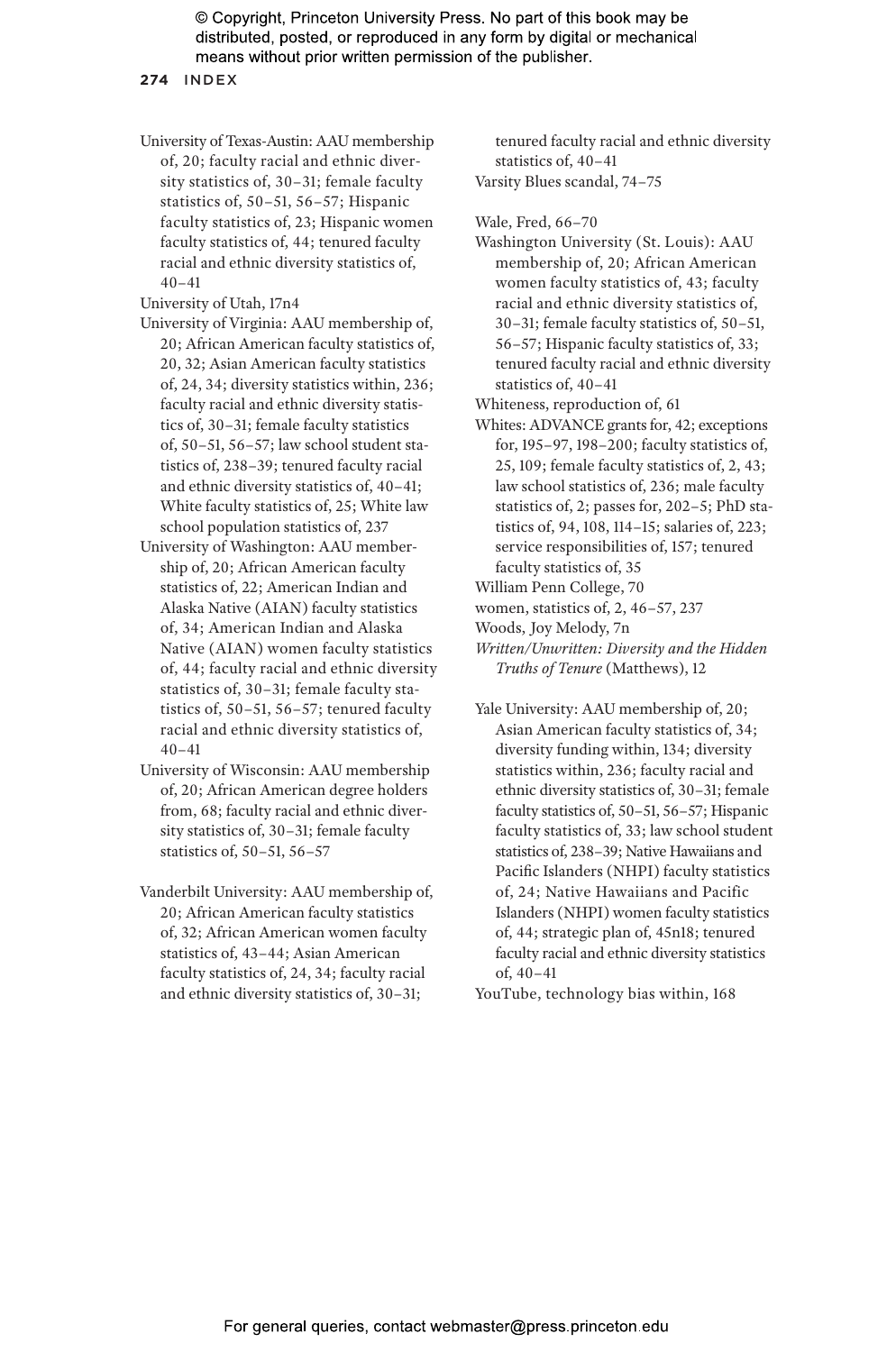University of Texas-Austin: AAU membership of, 20; faculty racial and ethnic diversity statistics of, 30–31; female faculty statistics of, 50–51, 56–57; Hispanic faculty statistics of, 23; Hispanic women faculty statistics of, 44; tenured faculty racial and ethnic diversity statistics of, 40–41

University of Utah, 17n4

University of Virginia: AAU membership of, 20; African American faculty statistics of, 20, 32; Asian American faculty statistics of, 24, 34; diversity statistics within, 236; faculty racial and ethnic diversity statistics of, 30–31; female faculty statistics of, 50–51, 56–57; law school student statistics of, 238–39; tenured faculty racial and ethnic diversity statistics of, 40–41; White faculty statistics of, 25; White law school population statistics of, 237

University of Washington: AAU membership of, 20; African American faculty statistics of, 22; American Indian and Alaska Native (AIAN) faculty statistics of, 34; American Indian and Alaska Native (AIAN) women faculty statistics of, 44; faculty racial and ethnic diversity statistics of, 30–31; female faculty statistics of, 50–51, 56–57; tenured faculty racial and ethnic diversity statistics of, 40–41

University of Wisconsin: AAU membership of, 20; African American degree holders from, 68; faculty racial and ethnic diversity statistics of, 30–31; female faculty statistics of, 50–51, 56–57

Vanderbilt University: AAU membership of, 20; African American faculty statistics of, 32; African American women faculty statistics of, 43–44; Asian American faculty statistics of, 24, 34; faculty racial and ethnic diversity statistics of, 30–31; tenured faculty racial and ethnic diversity statistics of, 40–41

Varsity Blues scandal, 74–75

Wale, Fred, 66–70

Washington University (St. Louis): AAU membership of, 20; African American women faculty statistics of, 43; faculty racial and ethnic diversity statistics of, 30–31; female faculty statistics of, 50–51, 56–57; Hispanic faculty statistics of, 33; tenured faculty racial and ethnic diversity statistics of, 40–41

Whiteness, reproduction of, 61

Whites: ADVANCE grants for, 42; exceptions for, 195–97, 198–200; faculty statistics of, 25, 109; female faculty statistics of, 2, 43; law school statistics of, 236; male faculty statistics of, 2; passes for, 202–5; PhD statistics of, 94, 108, 114–15; salaries of, 223; service responsibilities of, 157; tenured faculty statistics of, 35

William Penn College, 70

women, statistics of, 2, 46–57, 237

Woods, Joy Melody, 7n

*Written/Unwritten: Diversity and the Hidden Truths of Tenure* (Matthews), 12

Yale University: AAU membership of, 20; Asian American faculty statistics of, 34; diversity funding within, 134; diversity statistics within, 236; faculty racial and ethnic diversity statistics of, 30–31; female faculty statistics of, 50–51, 56–57; Hispanic faculty statistics of, 33; law school student statistics of, 238–39; Native Hawaiians and Pacific Islanders (NHPI) faculty statistics of, 24; Native Hawaiians and Pacific Islanders (NHPI) women faculty statistics of, 44; strategic plan of, 45n18; tenured faculty racial and ethnic diversity statistics of, 40–41

YouTube, technology bias within, 168